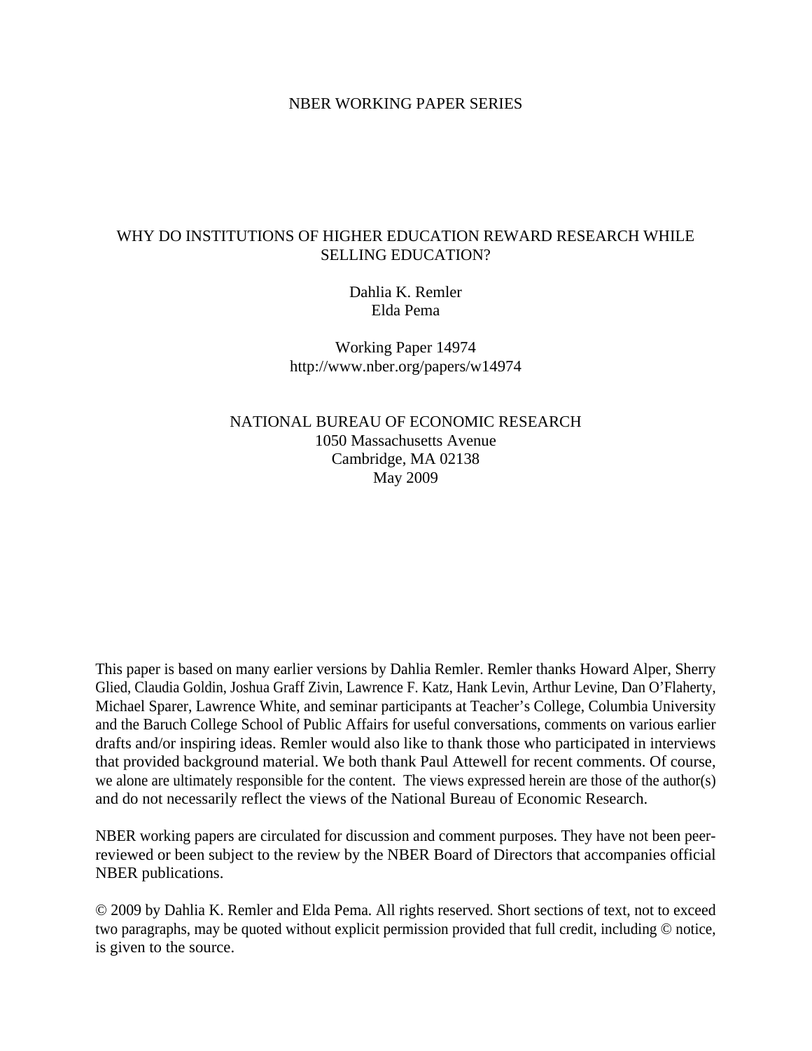NBER WORKING PAPER SERIES

# WHY DO INSTITUTIONS OF HIGHER EDUCATION REWARD RESEARCH WHILE SELLING EDUCATION?

Dahlia K. Remler
Elda Pema

Working Paper 14974
http://www.nber.org/papers/w14974

NATIONAL BUREAU OF ECONOMIC RESEARCH
1050 Massachusetts Avenue
Cambridge, MA 02138
May 2009

This paper is based on many earlier versions by Dahlia Remler. Remler thanks Howard Alper, Sherry Glied, Claudia Goldin, Joshua Graff Zivin, Lawrence F. Katz, Hank Levin, Arthur Levine, Dan O'Flaherty, Michael Sparer, Lawrence White, and seminar participants at Teacher's College, Columbia University and the Baruch College School of Public Affairs for useful conversations, comments on various earlier drafts and/or inspiring ideas. Remler would also like to thank those who participated in interviews that provided background material. We both thank Paul Attewell for recent comments. Of course, we alone are ultimately responsible for the content. The views expressed herein are those of the author(s) and do not necessarily reflect the views of the National Bureau of Economic Research.

NBER working papers are circulated for discussion and comment purposes. They have not been peer-reviewed or been subject to the review by the NBER Board of Directors that accompanies official NBER publications.

© 2009 by Dahlia K. Remler and Elda Pema. All rights reserved. Short sections of text, not to exceed two paragraphs, may be quoted without explicit permission provided that full credit, including © notice, is given to the source.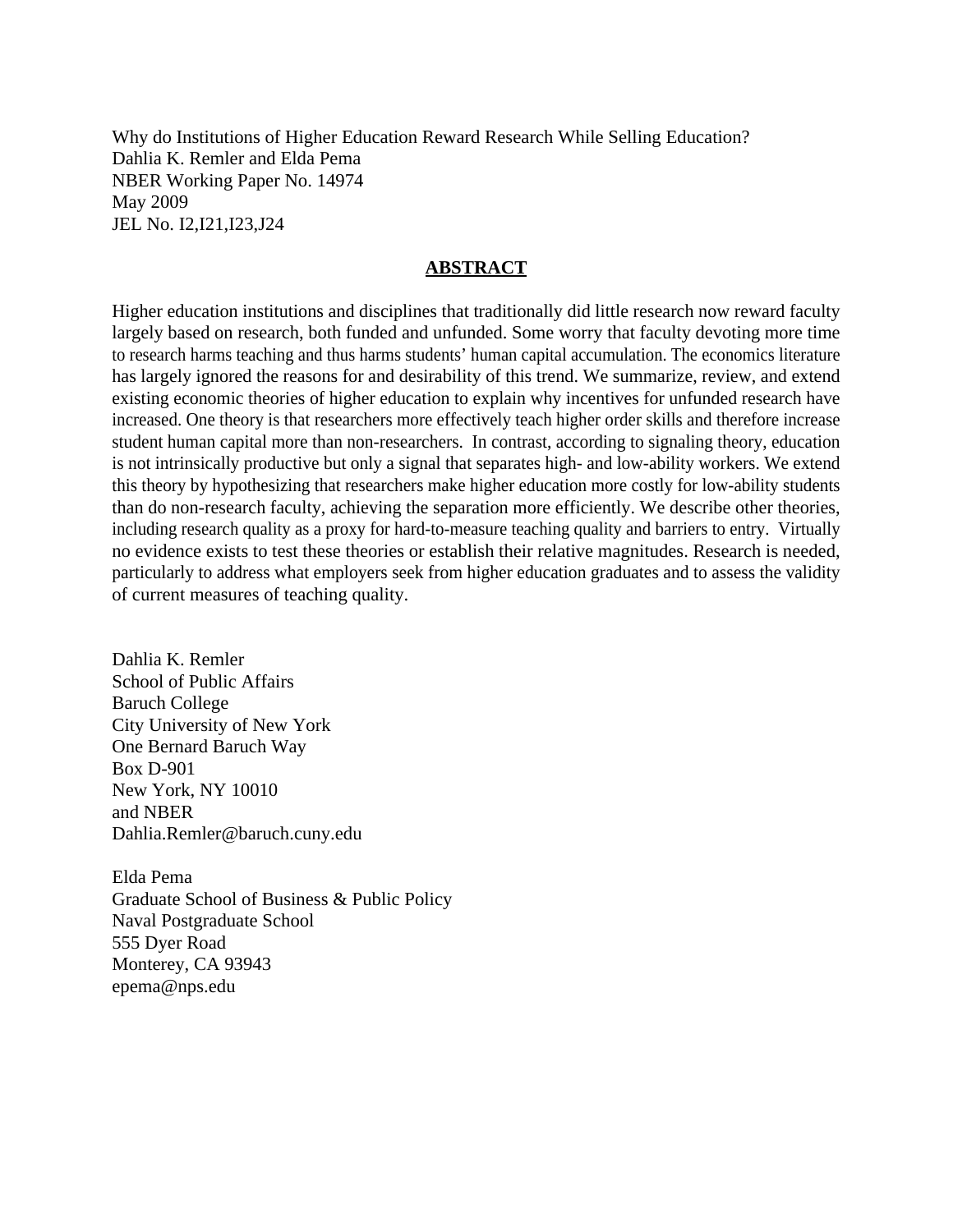Why do Institutions of Higher Education Reward Research While Selling Education?
Dahlia K. Remler and Elda Pema
NBER Working Paper No. 14974
May 2009
JEL No. I2,I21,I23,J24

## ABSTRACT

Higher education institutions and disciplines that traditionally did little research now reward faculty largely based on research, both funded and unfunded. Some worry that faculty devoting more time to research harms teaching and thus harms students' human capital accumulation. The economics literature has largely ignored the reasons for and desirability of this trend. We summarize, review, and extend existing economic theories of higher education to explain why incentives for unfunded research have increased. One theory is that researchers more effectively teach higher order skills and therefore increase student human capital more than non-researchers. In contrast, according to signaling theory, education is not intrinsically productive but only a signal that separates high- and low-ability workers. We extend this theory by hypothesizing that researchers make higher education more costly for low-ability students than do non-research faculty, achieving the separation more efficiently. We describe other theories, including research quality as a proxy for hard-to-measure teaching quality and barriers to entry. Virtually no evidence exists to test these theories or establish their relative magnitudes. Research is needed, particularly to address what employers seek from higher education graduates and to assess the validity of current measures of teaching quality.

Dahlia K. Remler
School of Public Affairs
Baruch College
City University of New York
One Bernard Baruch Way
Box D-901
New York, NY 10010
and NBER
Dahlia.Remler@baruch.cuny.edu

Elda Pema
Graduate School of Business & Public Policy
Naval Postgraduate School
555 Dyer Road
Monterey, CA 93943
epema@nps.edu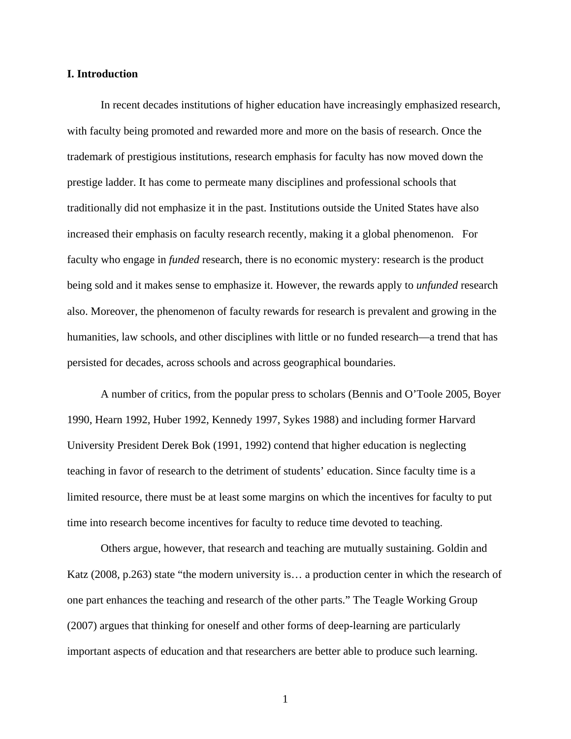## I. Introduction

In recent decades institutions of higher education have increasingly emphasized research, with faculty being promoted and rewarded more and more on the basis of research. Once the trademark of prestigious institutions, research emphasis for faculty has now moved down the prestige ladder. It has come to permeate many disciplines and professional schools that traditionally did not emphasize it in the past. Institutions outside the United States have also increased their emphasis on faculty research recently, making it a global phenomenon. For faculty who engage in *funded* research, there is no economic mystery: research is the product being sold and it makes sense to emphasize it. However, the rewards apply to *unfunded* research also. Moreover, the phenomenon of faculty rewards for research is prevalent and growing in the humanities, law schools, and other disciplines with little or no funded research—a trend that has persisted for decades, across schools and across geographical boundaries.

A number of critics, from the popular press to scholars (Bennis and O'Toole 2005, Boyer 1990, Hearn 1992, Huber 1992, Kennedy 1997, Sykes 1988) and including former Harvard University President Derek Bok (1991, 1992) contend that higher education is neglecting teaching in favor of research to the detriment of students' education. Since faculty time is a limited resource, there must be at least some margins on which the incentives for faculty to put time into research become incentives for faculty to reduce time devoted to teaching.

Others argue, however, that research and teaching are mutually sustaining. Goldin and Katz (2008, p.263) state "the modern university is… a production center in which the research of one part enhances the teaching and research of the other parts." The Teagle Working Group (2007) argues that thinking for oneself and other forms of deep-learning are particularly important aspects of education and that researchers are better able to produce such learning.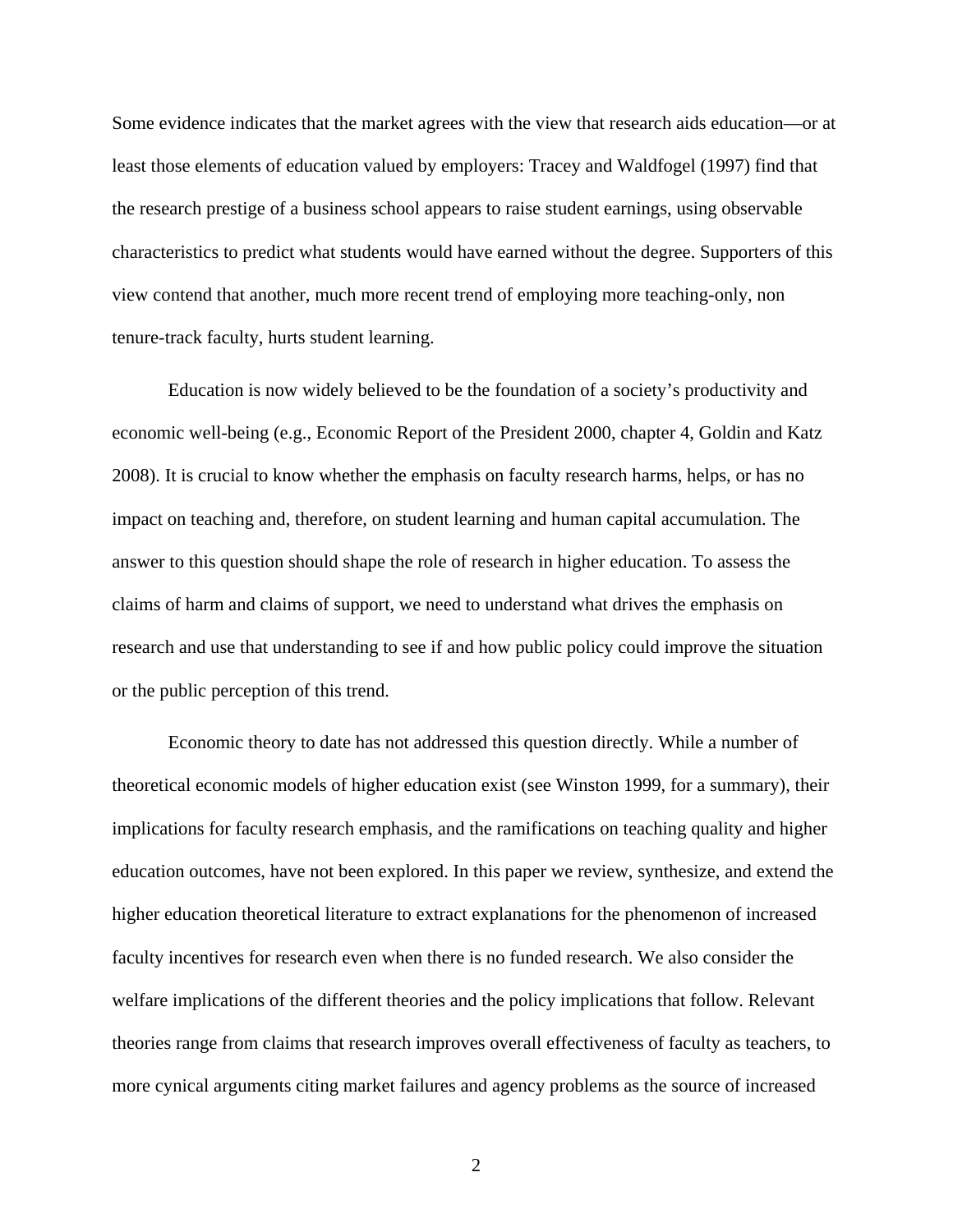Some evidence indicates that the market agrees with the view that research aids education—or at least those elements of education valued by employers: Tracey and Waldfogel (1997) find that the research prestige of a business school appears to raise student earnings, using observable characteristics to predict what students would have earned without the degree. Supporters of this view contend that another, much more recent trend of employing more teaching-only, non tenure-track faculty, hurts student learning.

Education is now widely believed to be the foundation of a society's productivity and economic well-being (e.g., Economic Report of the President 2000, chapter 4, Goldin and Katz 2008). It is crucial to know whether the emphasis on faculty research harms, helps, or has no impact on teaching and, therefore, on student learning and human capital accumulation. The answer to this question should shape the role of research in higher education. To assess the claims of harm and claims of support, we need to understand what drives the emphasis on research and use that understanding to see if and how public policy could improve the situation or the public perception of this trend.

Economic theory to date has not addressed this question directly. While a number of theoretical economic models of higher education exist (see Winston 1999, for a summary), their implications for faculty research emphasis, and the ramifications on teaching quality and higher education outcomes, have not been explored. In this paper we review, synthesize, and extend the higher education theoretical literature to extract explanations for the phenomenon of increased faculty incentives for research even when there is no funded research. We also consider the welfare implications of the different theories and the policy implications that follow. Relevant theories range from claims that research improves overall effectiveness of faculty as teachers, to more cynical arguments citing market failures and agency problems as the source of increased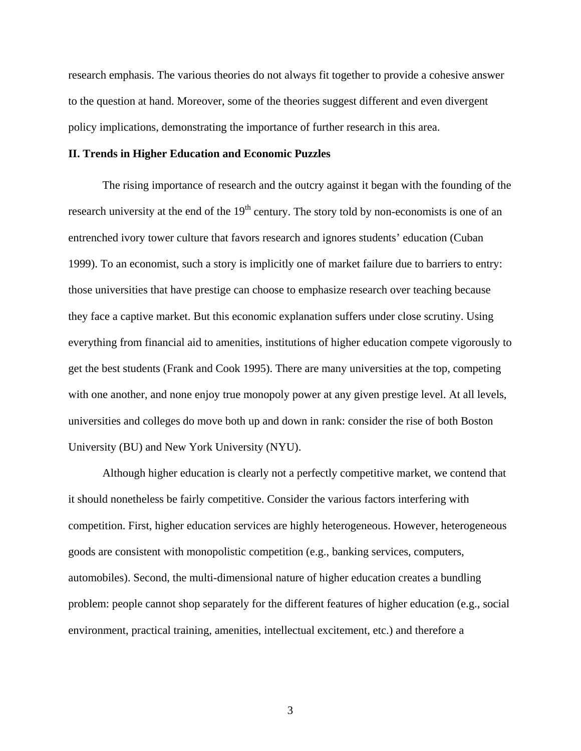research emphasis. The various theories do not always fit together to provide a cohesive answer to the question at hand. Moreover, some of the theories suggest different and even divergent policy implications, demonstrating the importance of further research in this area.

## II. Trends in Higher Education and Economic Puzzles

The rising importance of research and the outcry against it began with the founding of the research university at the end of the 19th century. The story told by non-economists is one of an entrenched ivory tower culture that favors research and ignores students' education (Cuban 1999). To an economist, such a story is implicitly one of market failure due to barriers to entry: those universities that have prestige can choose to emphasize research over teaching because they face a captive market. But this economic explanation suffers under close scrutiny. Using everything from financial aid to amenities, institutions of higher education compete vigorously to get the best students (Frank and Cook 1995). There are many universities at the top, competing with one another, and none enjoy true monopoly power at any given prestige level. At all levels, universities and colleges do move both up and down in rank: consider the rise of both Boston University (BU) and New York University (NYU).

Although higher education is clearly not a perfectly competitive market, we contend that it should nonetheless be fairly competitive. Consider the various factors interfering with competition. First, higher education services are highly heterogeneous. However, heterogeneous goods are consistent with monopolistic competition (e.g., banking services, computers, automobiles). Second, the multi-dimensional nature of higher education creates a bundling problem: people cannot shop separately for the different features of higher education (e.g., social environment, practical training, amenities, intellectual excitement, etc.) and therefore a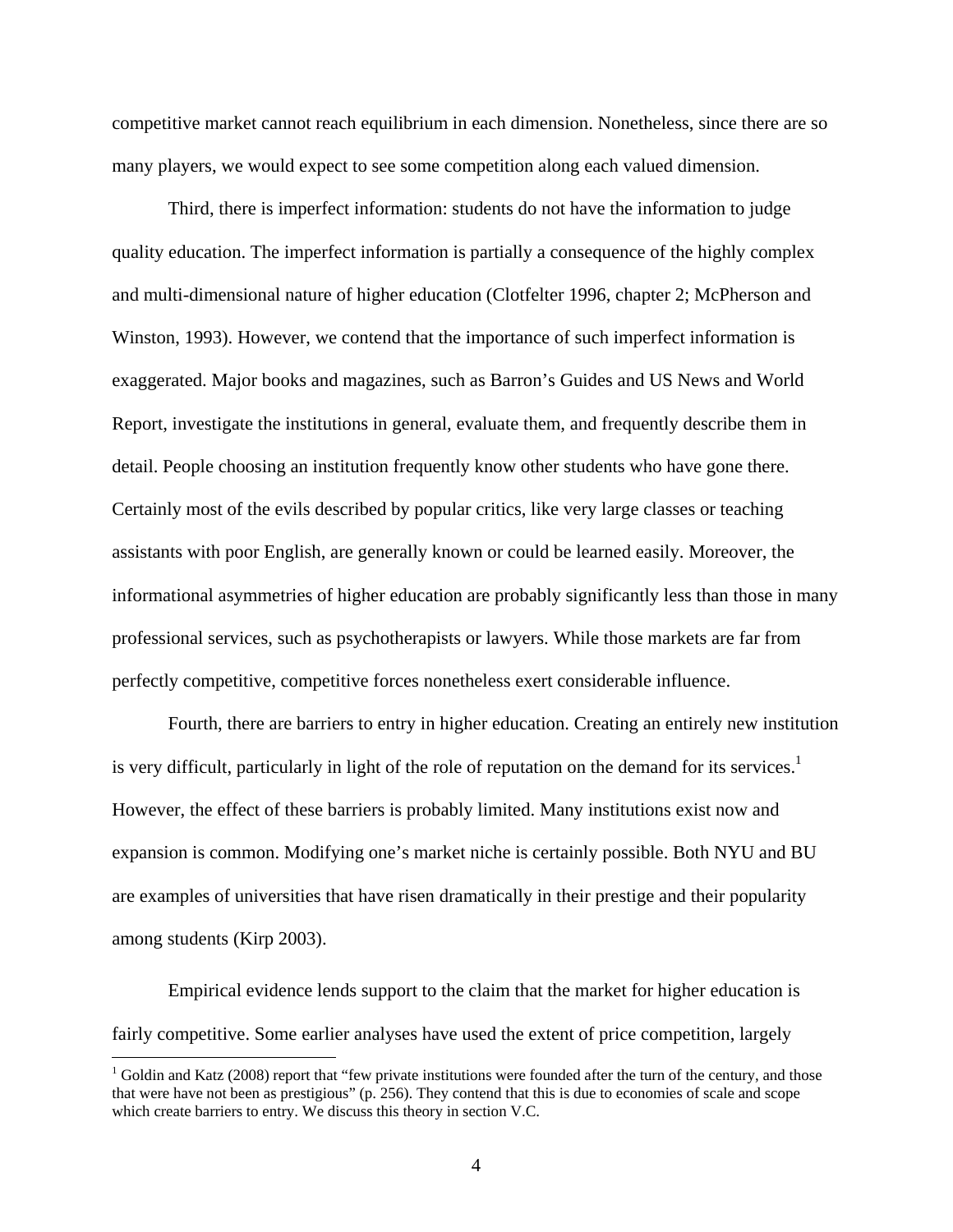competitive market cannot reach equilibrium in each dimension. Nonetheless, since there are so many players, we would expect to see some competition along each valued dimension.

Third, there is imperfect information: students do not have the information to judge quality education. The imperfect information is partially a consequence of the highly complex and multi-dimensional nature of higher education (Clotfelter 1996, chapter 2; McPherson and Winston, 1993). However, we contend that the importance of such imperfect information is exaggerated. Major books and magazines, such as Barron's Guides and US News and World Report, investigate the institutions in general, evaluate them, and frequently describe them in detail. People choosing an institution frequently know other students who have gone there. Certainly most of the evils described by popular critics, like very large classes or teaching assistants with poor English, are generally known or could be learned easily. Moreover, the informational asymmetries of higher education are probably significantly less than those in many professional services, such as psychotherapists or lawyers. While those markets are far from perfectly competitive, competitive forces nonetheless exert considerable influence.

Fourth, there are barriers to entry in higher education. Creating an entirely new institution is very difficult, particularly in light of the role of reputation on the demand for its services.[1] However, the effect of these barriers is probably limited. Many institutions exist now and expansion is common. Modifying one's market niche is certainly possible. Both NYU and BU are examples of universities that have risen dramatically in their prestige and their popularity among students (Kirp 2003).

Empirical evidence lends support to the claim that the market for higher education is fairly competitive. Some earlier analyses have used the extent of price competition, largely

[1] Goldin and Katz (2008) report that "few private institutions were founded after the turn of the century, and those that were have not been as prestigious" (p. 256). They contend that this is due to economies of scale and scope which create barriers to entry. We discuss this theory in section V.C.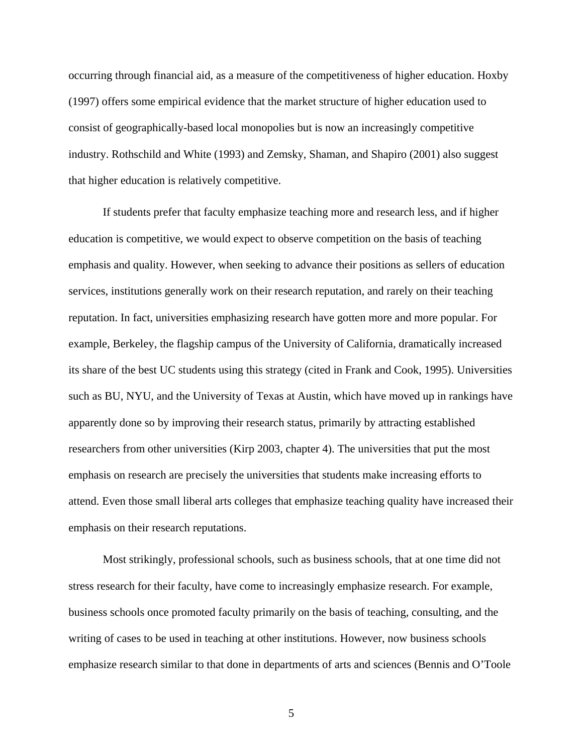occurring through financial aid, as a measure of the competitiveness of higher education. Hoxby (1997) offers some empirical evidence that the market structure of higher education used to consist of geographically-based local monopolies but is now an increasingly competitive industry. Rothschild and White (1993) and Zemsky, Shaman, and Shapiro (2001) also suggest that higher education is relatively competitive.

If students prefer that faculty emphasize teaching more and research less, and if higher education is competitive, we would expect to observe competition on the basis of teaching emphasis and quality. However, when seeking to advance their positions as sellers of education services, institutions generally work on their research reputation, and rarely on their teaching reputation. In fact, universities emphasizing research have gotten more and more popular. For example, Berkeley, the flagship campus of the University of California, dramatically increased its share of the best UC students using this strategy (cited in Frank and Cook, 1995). Universities such as BU, NYU, and the University of Texas at Austin, which have moved up in rankings have apparently done so by improving their research status, primarily by attracting established researchers from other universities (Kirp 2003, chapter 4). The universities that put the most emphasis on research are precisely the universities that students make increasing efforts to attend. Even those small liberal arts colleges that emphasize teaching quality have increased their emphasis on their research reputations.

Most strikingly, professional schools, such as business schools, that at one time did not stress research for their faculty, have come to increasingly emphasize research. For example, business schools once promoted faculty primarily on the basis of teaching, consulting, and the writing of cases to be used in teaching at other institutions. However, now business schools emphasize research similar to that done in departments of arts and sciences (Bennis and O'Toole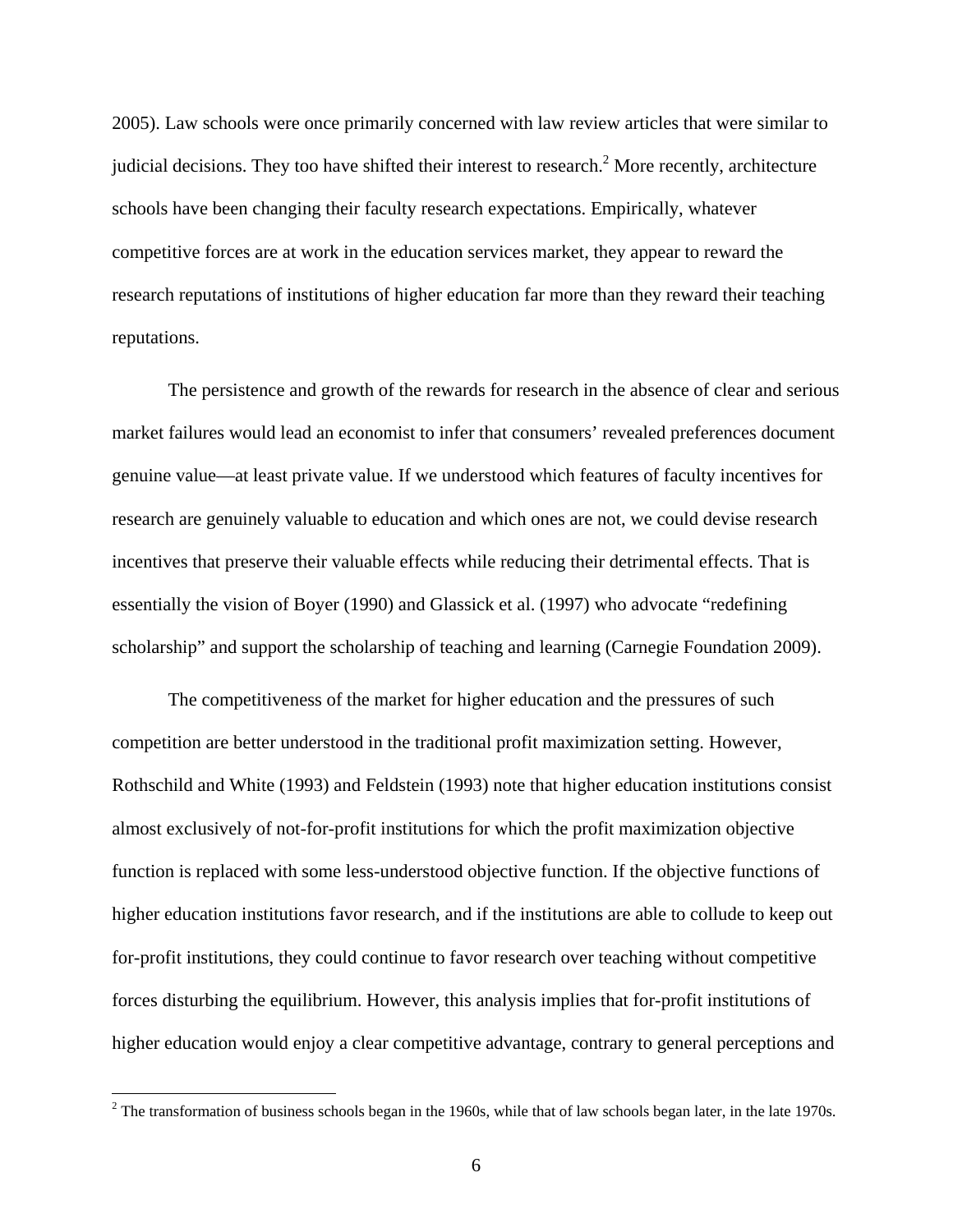2005). Law schools were once primarily concerned with law review articles that were similar to judicial decisions. They too have shifted their interest to research.[2] More recently, architecture schools have been changing their faculty research expectations. Empirically, whatever competitive forces are at work in the education services market, they appear to reward the research reputations of institutions of higher education far more than they reward their teaching reputations.

The persistence and growth of the rewards for research in the absence of clear and serious market failures would lead an economist to infer that consumers' revealed preferences document genuine value—at least private value. If we understood which features of faculty incentives for research are genuinely valuable to education and which ones are not, we could devise research incentives that preserve their valuable effects while reducing their detrimental effects. That is essentially the vision of Boyer (1990) and Glassick et al. (1997) who advocate "redefining scholarship" and support the scholarship of teaching and learning (Carnegie Foundation 2009).

The competitiveness of the market for higher education and the pressures of such competition are better understood in the traditional profit maximization setting. However, Rothschild and White (1993) and Feldstein (1993) note that higher education institutions consist almost exclusively of not-for-profit institutions for which the profit maximization objective function is replaced with some less-understood objective function. If the objective functions of higher education institutions favor research, and if the institutions are able to collude to keep out for-profit institutions, they could continue to favor research over teaching without competitive forces disturbing the equilibrium. However, this analysis implies that for-profit institutions of higher education would enjoy a clear competitive advantage, contrary to general perceptions and

[2] The transformation of business schools began in the 1960s, while that of law schools began later, in the late 1970s.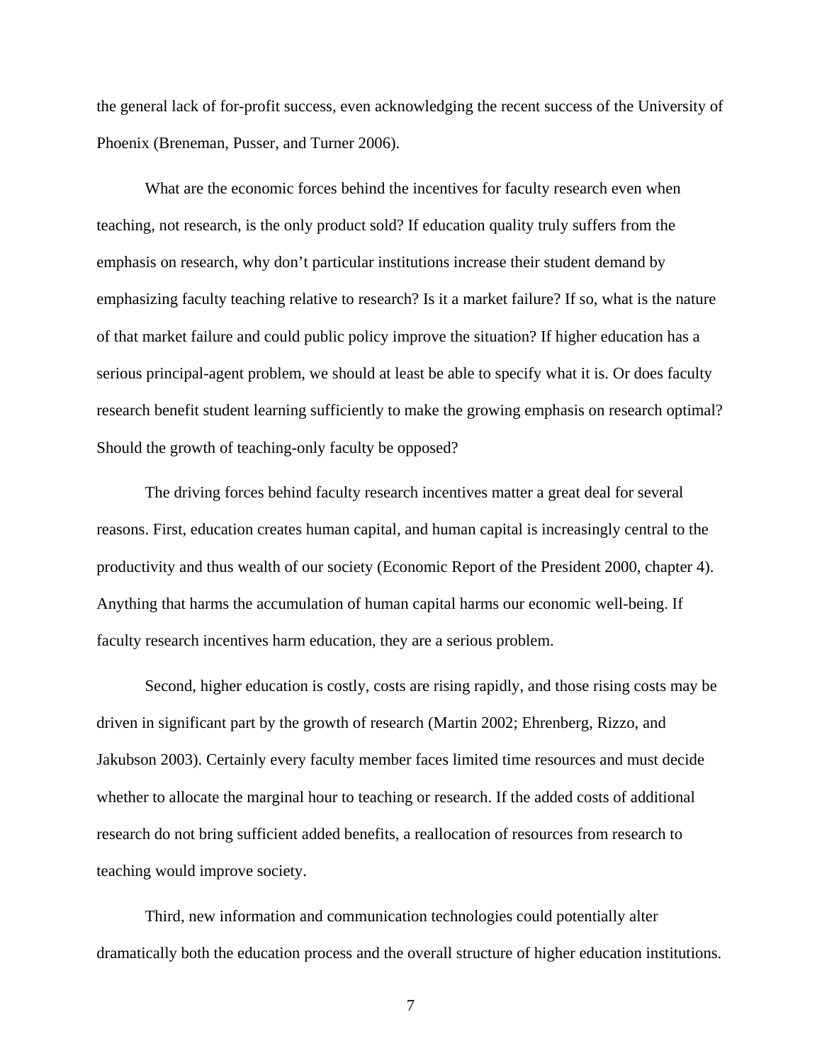the general lack of for-profit success, even acknowledging the recent success of the University of Phoenix (Breneman, Pusser, and Turner 2006).

What are the economic forces behind the incentives for faculty research even when teaching, not research, is the only product sold? If education quality truly suffers from the emphasis on research, why don't particular institutions increase their student demand by emphasizing faculty teaching relative to research? Is it a market failure? If so, what is the nature of that market failure and could public policy improve the situation? If higher education has a serious principal-agent problem, we should at least be able to specify what it is. Or does faculty research benefit student learning sufficiently to make the growing emphasis on research optimal? Should the growth of teaching-only faculty be opposed?

The driving forces behind faculty research incentives matter a great deal for several reasons. First, education creates human capital, and human capital is increasingly central to the productivity and thus wealth of our society (Economic Report of the President 2000, chapter 4). Anything that harms the accumulation of human capital harms our economic well-being. If faculty research incentives harm education, they are a serious problem.

Second, higher education is costly, costs are rising rapidly, and those rising costs may be driven in significant part by the growth of research (Martin 2002; Ehrenberg, Rizzo, and Jakubson 2003). Certainly every faculty member faces limited time resources and must decide whether to allocate the marginal hour to teaching or research. If the added costs of additional research do not bring sufficient added benefits, a reallocation of resources from research to teaching would improve society.

Third, new information and communication technologies could potentially alter dramatically both the education process and the overall structure of higher education institutions.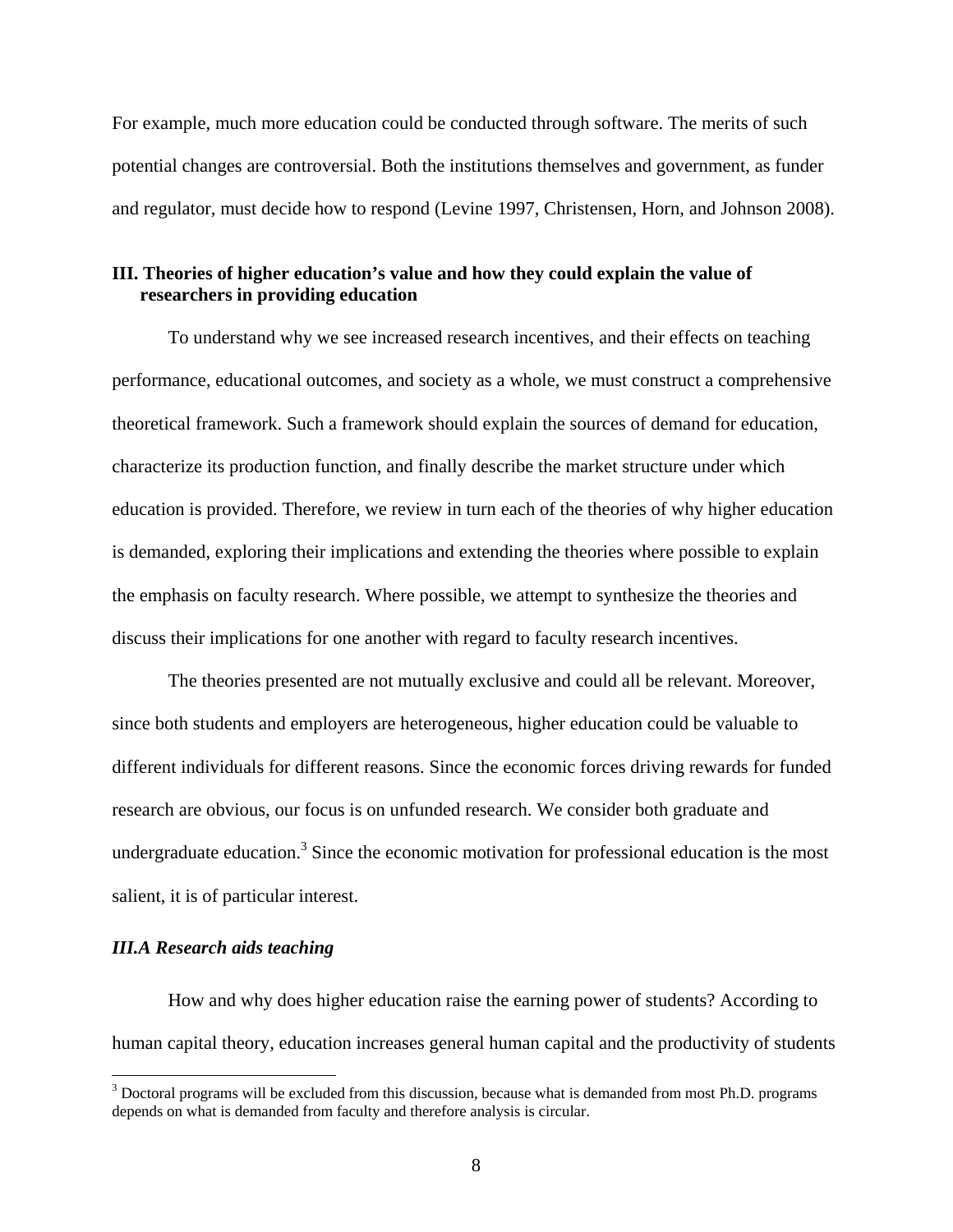For example, much more education could be conducted through software. The merits of such potential changes are controversial. Both the institutions themselves and government, as funder and regulator, must decide how to respond (Levine 1997, Christensen, Horn, and Johnson 2008).

## III. Theories of higher education's value and how they could explain the value of researchers in providing education

To understand why we see increased research incentives, and their effects on teaching performance, educational outcomes, and society as a whole, we must construct a comprehensive theoretical framework. Such a framework should explain the sources of demand for education, characterize its production function, and finally describe the market structure under which education is provided. Therefore, we review in turn each of the theories of why higher education is demanded, exploring their implications and extending the theories where possible to explain the emphasis on faculty research. Where possible, we attempt to synthesize the theories and discuss their implications for one another with regard to faculty research incentives.

The theories presented are not mutually exclusive and could all be relevant. Moreover, since both students and employers are heterogeneous, higher education could be valuable to different individuals for different reasons. Since the economic forces driving rewards for funded research are obvious, our focus is on unfunded research. We consider both graduate and undergraduate education.[3] Since the economic motivation for professional education is the most salient, it is of particular interest.

### *III.A Research aids teaching*

How and why does higher education raise the earning power of students? According to human capital theory, education increases general human capital and the productivity of students

[3] Doctoral programs will be excluded from this discussion, because what is demanded from most Ph.D. programs depends on what is demanded from faculty and therefore analysis is circular.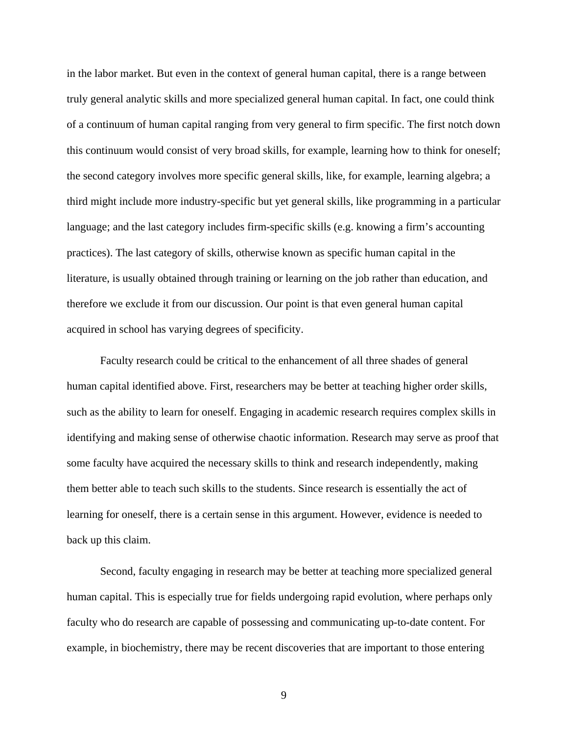in the labor market. But even in the context of general human capital, there is a range between truly general analytic skills and more specialized general human capital. In fact, one could think of a continuum of human capital ranging from very general to firm specific. The first notch down this continuum would consist of very broad skills, for example, learning how to think for oneself; the second category involves more specific general skills, like, for example, learning algebra; a third might include more industry-specific but yet general skills, like programming in a particular language; and the last category includes firm-specific skills (e.g. knowing a firm's accounting practices). The last category of skills, otherwise known as specific human capital in the literature, is usually obtained through training or learning on the job rather than education, and therefore we exclude it from our discussion. Our point is that even general human capital acquired in school has varying degrees of specificity.

Faculty research could be critical to the enhancement of all three shades of general human capital identified above. First, researchers may be better at teaching higher order skills, such as the ability to learn for oneself. Engaging in academic research requires complex skills in identifying and making sense of otherwise chaotic information. Research may serve as proof that some faculty have acquired the necessary skills to think and research independently, making them better able to teach such skills to the students. Since research is essentially the act of learning for oneself, there is a certain sense in this argument. However, evidence is needed to back up this claim.

Second, faculty engaging in research may be better at teaching more specialized general human capital. This is especially true for fields undergoing rapid evolution, where perhaps only faculty who do research are capable of possessing and communicating up-to-date content. For example, in biochemistry, there may be recent discoveries that are important to those entering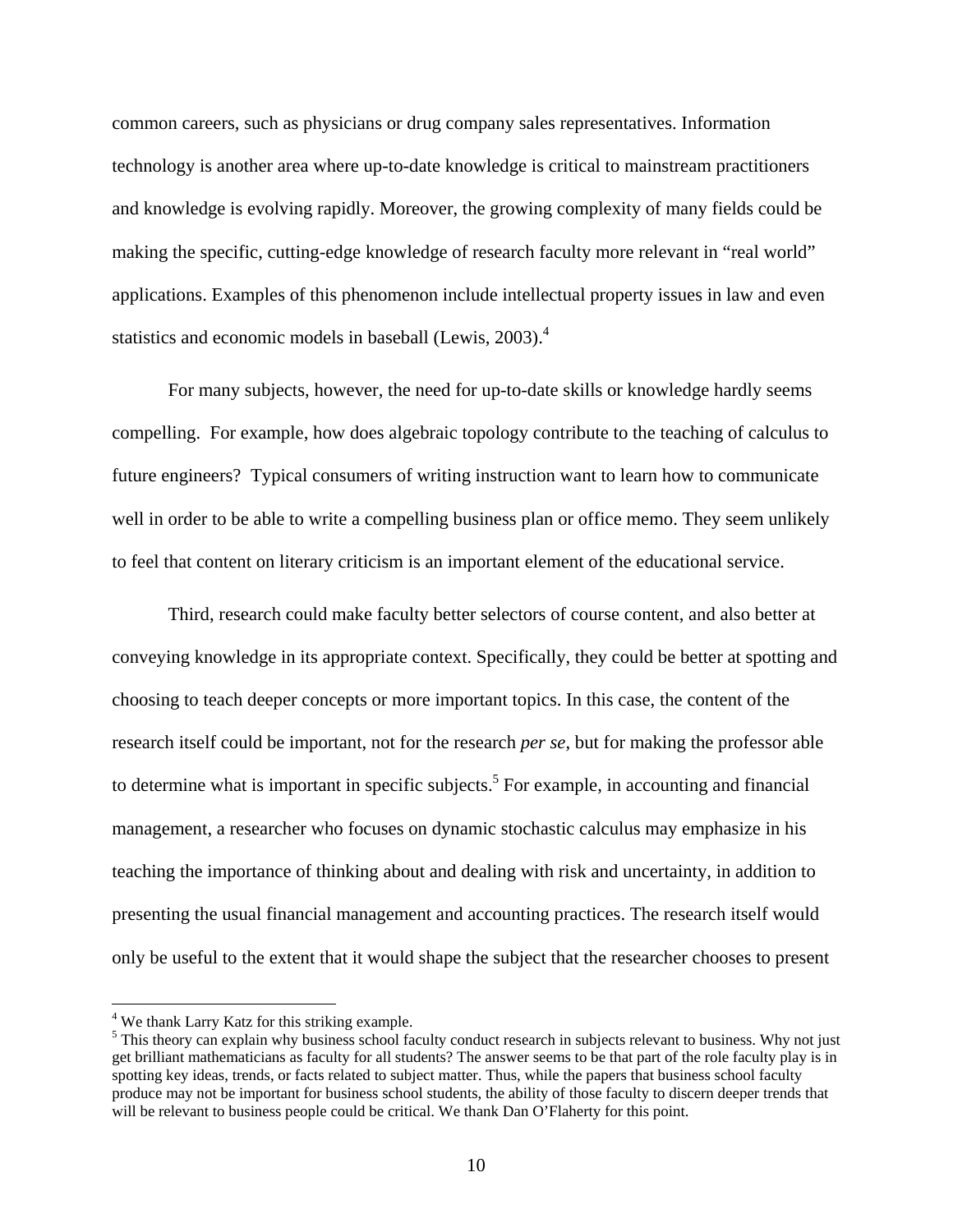common careers, such as physicians or drug company sales representatives. Information technology is another area where up-to-date knowledge is critical to mainstream practitioners and knowledge is evolving rapidly. Moreover, the growing complexity of many fields could be making the specific, cutting-edge knowledge of research faculty more relevant in "real world" applications. Examples of this phenomenon include intellectual property issues in law and even statistics and economic models in baseball (Lewis, 2003).[4]

For many subjects, however, the need for up-to-date skills or knowledge hardly seems compelling. For example, how does algebraic topology contribute to the teaching of calculus to future engineers? Typical consumers of writing instruction want to learn how to communicate well in order to be able to write a compelling business plan or office memo. They seem unlikely to feel that content on literary criticism is an important element of the educational service.

Third, research could make faculty better selectors of course content, and also better at conveying knowledge in its appropriate context. Specifically, they could be better at spotting and choosing to teach deeper concepts or more important topics. In this case, the content of the research itself could be important, not for the research *per se*, but for making the professor able to determine what is important in specific subjects.[5] For example, in accounting and financial management, a researcher who focuses on dynamic stochastic calculus may emphasize in his teaching the importance of thinking about and dealing with risk and uncertainty, in addition to presenting the usual financial management and accounting practices. The research itself would only be useful to the extent that it would shape the subject that the researcher chooses to present

---

[4] We thank Larry Katz for this striking example.

[5] This theory can explain why business school faculty conduct research in subjects relevant to business. Why not just get brilliant mathematicians as faculty for all students? The answer seems to be that part of the role faculty play is in spotting key ideas, trends, or facts related to subject matter. Thus, while the papers that business school faculty produce may not be important for business school students, the ability of those faculty to discern deeper trends that will be relevant to business people could be critical. We thank Dan O'Flaherty for this point.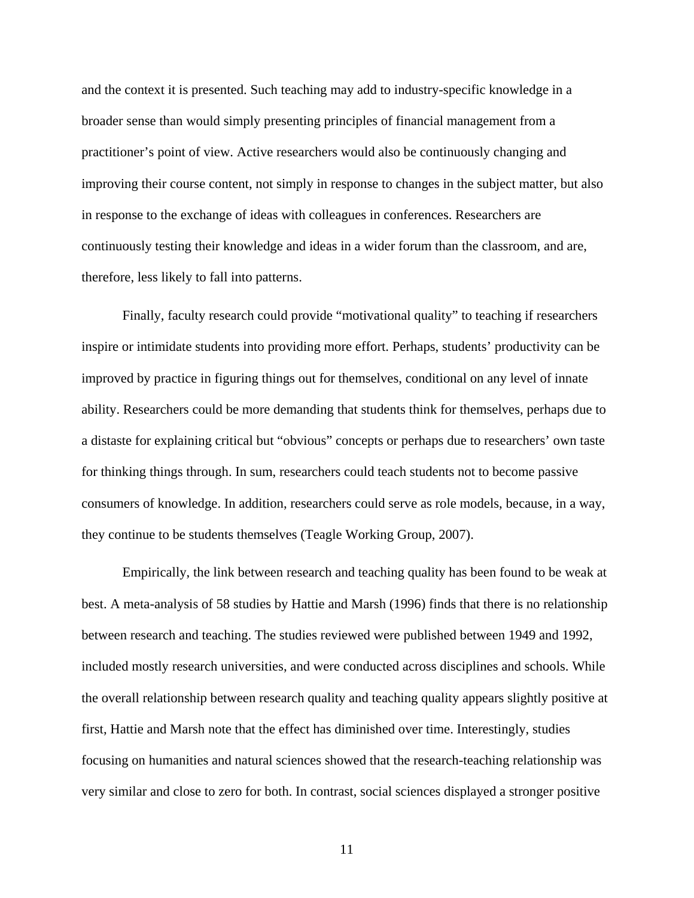and the context it is presented. Such teaching may add to industry-specific knowledge in a broader sense than would simply presenting principles of financial management from a practitioner's point of view. Active researchers would also be continuously changing and improving their course content, not simply in response to changes in the subject matter, but also in response to the exchange of ideas with colleagues in conferences. Researchers are continuously testing their knowledge and ideas in a wider forum than the classroom, and are, therefore, less likely to fall into patterns.

Finally, faculty research could provide "motivational quality" to teaching if researchers inspire or intimidate students into providing more effort. Perhaps, students' productivity can be improved by practice in figuring things out for themselves, conditional on any level of innate ability. Researchers could be more demanding that students think for themselves, perhaps due to a distaste for explaining critical but "obvious" concepts or perhaps due to researchers' own taste for thinking things through. In sum, researchers could teach students not to become passive consumers of knowledge. In addition, researchers could serve as role models, because, in a way, they continue to be students themselves (Teagle Working Group, 2007).

Empirically, the link between research and teaching quality has been found to be weak at best. A meta-analysis of 58 studies by Hattie and Marsh (1996) finds that there is no relationship between research and teaching. The studies reviewed were published between 1949 and 1992, included mostly research universities, and were conducted across disciplines and schools. While the overall relationship between research quality and teaching quality appears slightly positive at first, Hattie and Marsh note that the effect has diminished over time. Interestingly, studies focusing on humanities and natural sciences showed that the research-teaching relationship was very similar and close to zero for both. In contrast, social sciences displayed a stronger positive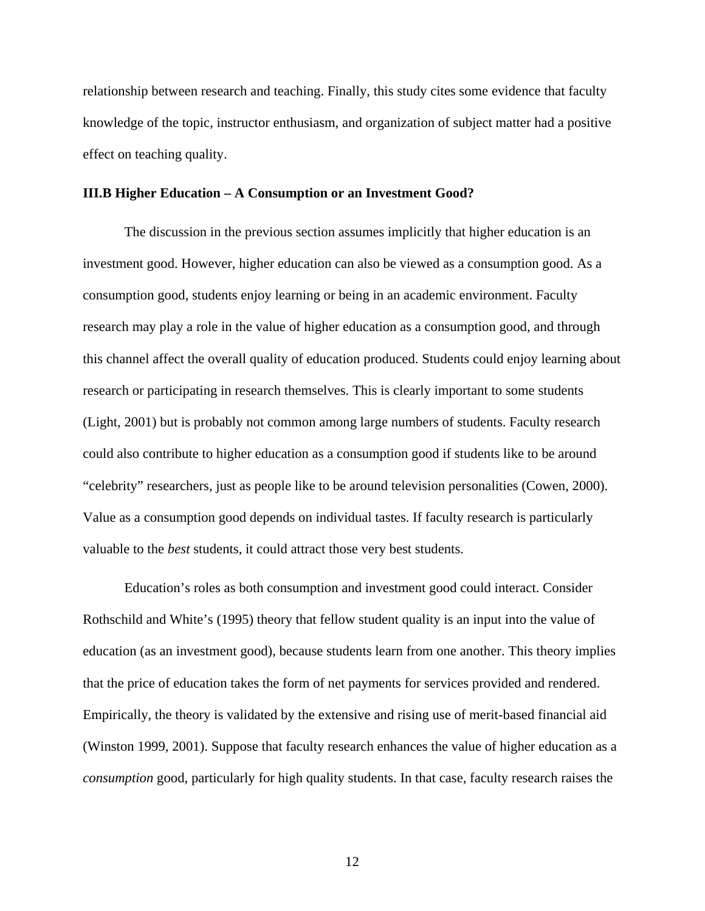relationship between research and teaching. Finally, this study cites some evidence that faculty knowledge of the topic, instructor enthusiasm, and organization of subject matter had a positive effect on teaching quality.

### III.B Higher Education – A Consumption or an Investment Good?

The discussion in the previous section assumes implicitly that higher education is an investment good. However, higher education can also be viewed as a consumption good. As a consumption good, students enjoy learning or being in an academic environment. Faculty research may play a role in the value of higher education as a consumption good, and through this channel affect the overall quality of education produced. Students could enjoy learning about research or participating in research themselves. This is clearly important to some students (Light, 2001) but is probably not common among large numbers of students. Faculty research could also contribute to higher education as a consumption good if students like to be around "celebrity" researchers, just as people like to be around television personalities (Cowen, 2000). Value as a consumption good depends on individual tastes. If faculty research is particularly valuable to the *best* students, it could attract those very best students.

Education's roles as both consumption and investment good could interact. Consider Rothschild and White's (1995) theory that fellow student quality is an input into the value of education (as an investment good), because students learn from one another. This theory implies that the price of education takes the form of net payments for services provided and rendered. Empirically, the theory is validated by the extensive and rising use of merit-based financial aid (Winston 1999, 2001). Suppose that faculty research enhances the value of higher education as a *consumption* good, particularly for high quality students. In that case, faculty research raises the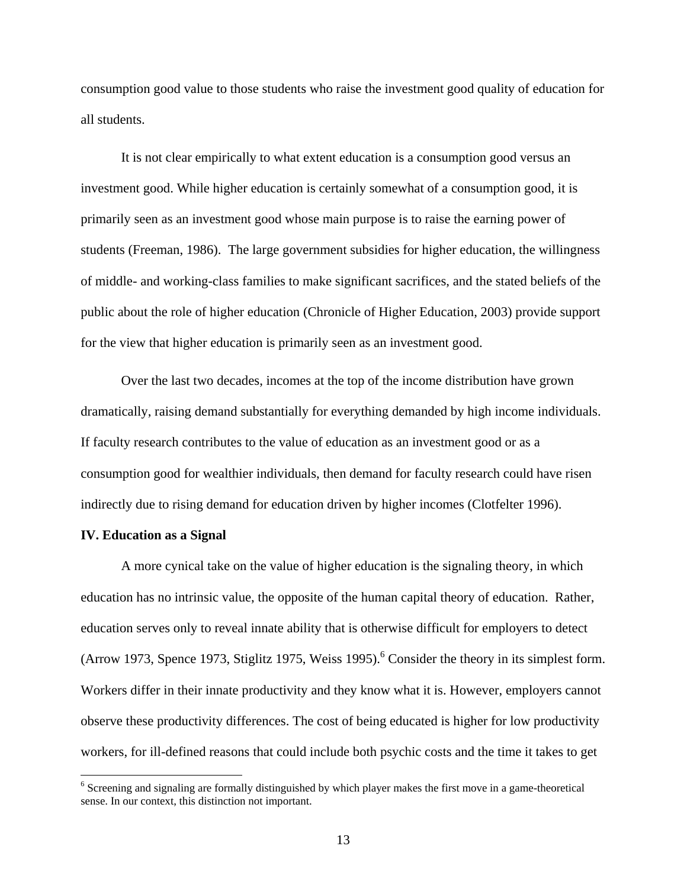consumption good value to those students who raise the investment good quality of education for all students.

It is not clear empirically to what extent education is a consumption good versus an investment good. While higher education is certainly somewhat of a consumption good, it is primarily seen as an investment good whose main purpose is to raise the earning power of students (Freeman, 1986). The large government subsidies for higher education, the willingness of middle- and working-class families to make significant sacrifices, and the stated beliefs of the public about the role of higher education (Chronicle of Higher Education, 2003) provide support for the view that higher education is primarily seen as an investment good.

Over the last two decades, incomes at the top of the income distribution have grown dramatically, raising demand substantially for everything demanded by high income individuals. If faculty research contributes to the value of education as an investment good or as a consumption good for wealthier individuals, then demand for faculty research could have risen indirectly due to rising demand for education driven by higher incomes (Clotfelter 1996).

**IV. Education as a Signal**

A more cynical take on the value of higher education is the signaling theory, in which education has no intrinsic value, the opposite of the human capital theory of education. Rather, education serves only to reveal innate ability that is otherwise difficult for employers to detect (Arrow 1973, Spence 1973, Stiglitz 1975, Weiss 1995).[6] Consider the theory in its simplest form. Workers differ in their innate productivity and they know what it is. However, employers cannot observe these productivity differences. The cost of being educated is higher for low productivity workers, for ill-defined reasons that could include both psychic costs and the time it takes to get

[6] Screening and signaling are formally distinguished by which player makes the first move in a game-theoretical sense. In our context, this distinction not important.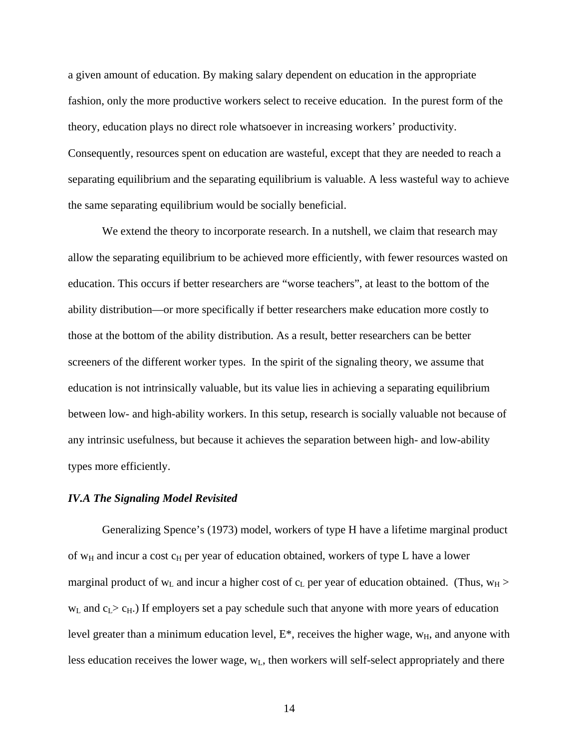a given amount of education. By making salary dependent on education in the appropriate fashion, only the more productive workers select to receive education. In the purest form of the theory, education plays no direct role whatsoever in increasing workers' productivity. Consequently, resources spent on education are wasteful, except that they are needed to reach a separating equilibrium and the separating equilibrium is valuable. A less wasteful way to achieve the same separating equilibrium would be socially beneficial.

We extend the theory to incorporate research. In a nutshell, we claim that research may allow the separating equilibrium to be achieved more efficiently, with fewer resources wasted on education. This occurs if better researchers are "worse teachers", at least to the bottom of the ability distribution—or more specifically if better researchers make education more costly to those at the bottom of the ability distribution. As a result, better researchers can be better screeners of the different worker types. In the spirit of the signaling theory, we assume that education is not intrinsically valuable, but its value lies in achieving a separating equilibrium between low- and high-ability workers. In this setup, research is socially valuable not because of any intrinsic usefulness, but because it achieves the separation between high- and low-ability types more efficiently.

### *IV.A The Signaling Model Revisited*

Generalizing Spence's (1973) model, workers of type H have a lifetime marginal product of $w_H$ and incur a cost $c_H$ per year of education obtained, workers of type L have a lower marginal product of $w_L$ and incur a higher cost of $c_L$ per year of education obtained. (Thus, $w_H > w_L$ and $c_L > c_H$.) If employers set a pay schedule such that anyone with more years of education level greater than a minimum education level, E*, receives the higher wage, $w_H$, and anyone with less education receives the lower wage, $w_L$, then workers will self-select appropriately and there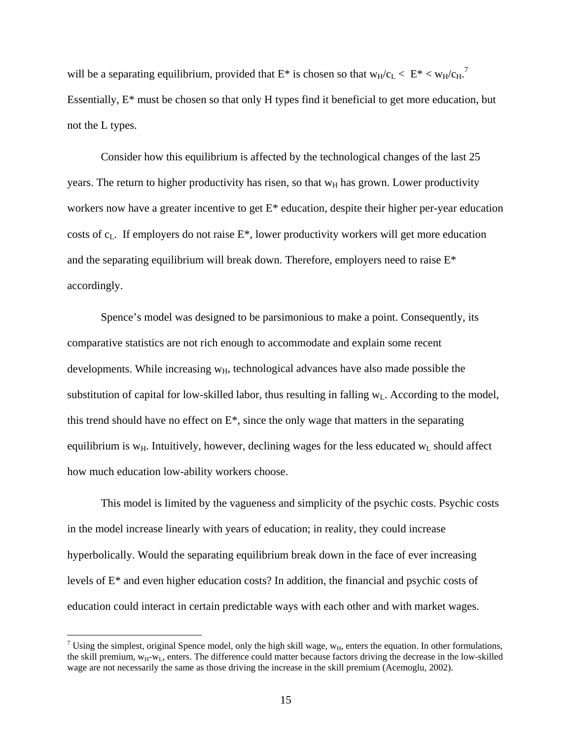will be a separating equilibrium, provided that $E^*$ is chosen so that $w_H/c_L < E^* < w_H/c_H$.[7] Essentially, $E^*$ must be chosen so that only H types find it beneficial to get more education, but not the L types.

Consider how this equilibrium is affected by the technological changes of the last 25 years. The return to higher productivity has risen, so that $w_H$ has grown. Lower productivity workers now have a greater incentive to get $E^*$ education, despite their higher per-year education costs of $c_L$. If employers do not raise $E^*$, lower productivity workers will get more education and the separating equilibrium will break down. Therefore, employers need to raise $E^*$ accordingly.

Spence's model was designed to be parsimonious to make a point. Consequently, its comparative statistics are not rich enough to accommodate and explain some recent developments. While increasing $w_H$, technological advances have also made possible the substitution of capital for low-skilled labor, thus resulting in falling $w_L$. According to the model, this trend should have no effect on $E^*$, since the only wage that matters in the separating equilibrium is $w_H$. Intuitively, however, declining wages for the less educated $w_L$ should affect how much education low-ability workers choose.

This model is limited by the vagueness and simplicity of the psychic costs. Psychic costs in the model increase linearly with years of education; in reality, they could increase hyperbolically. Would the separating equilibrium break down in the face of ever increasing levels of $E^*$ and even higher education costs? In addition, the financial and psychic costs of education could interact in certain predictable ways with each other and with market wages.

[7] Using the simplest, original Spence model, only the high skill wage, $w_H$, enters the equation. In other formulations, the skill premium, $w_H$-$w_L$, enters. The difference could matter because factors driving the decrease in the low-skilled wage are not necessarily the same as those driving the increase in the skill premium (Acemoglu, 2002).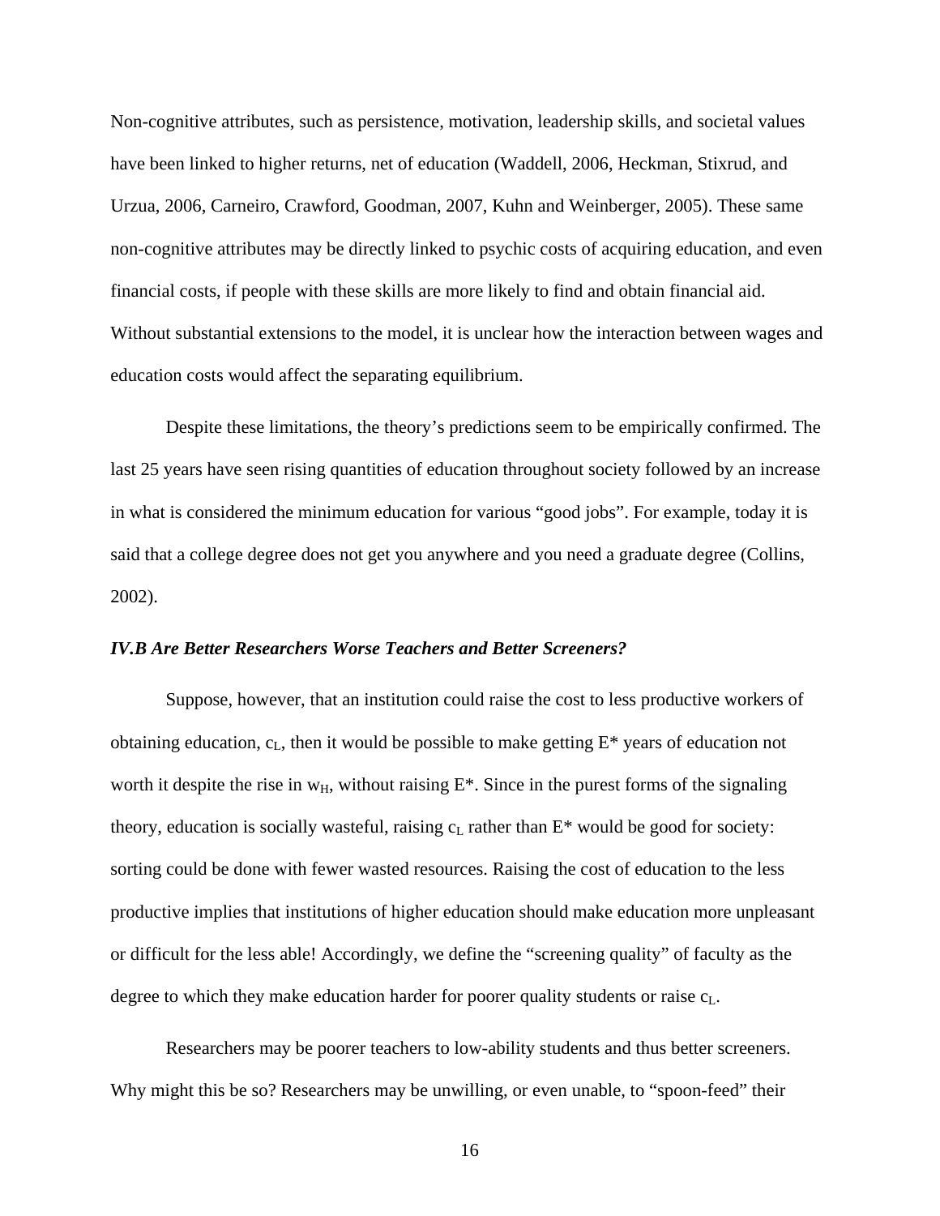Non-cognitive attributes, such as persistence, motivation, leadership skills, and societal values have been linked to higher returns, net of education (Waddell, 2006, Heckman, Stixrud, and Urzua, 2006, Carneiro, Crawford, Goodman, 2007, Kuhn and Weinberger, 2005). These same non-cognitive attributes may be directly linked to psychic costs of acquiring education, and even financial costs, if people with these skills are more likely to find and obtain financial aid. Without substantial extensions to the model, it is unclear how the interaction between wages and education costs would affect the separating equilibrium.

Despite these limitations, the theory's predictions seem to be empirically confirmed. The last 25 years have seen rising quantities of education throughout society followed by an increase in what is considered the minimum education for various "good jobs". For example, today it is said that a college degree does not get you anywhere and you need a graduate degree (Collins, 2002).

### *IV.B Are Better Researchers Worse Teachers and Better Screeners?*

Suppose, however, that an institution could raise the cost to less productive workers of obtaining education, $c_L$, then it would be possible to make getting $E^*$ years of education not worth it despite the rise in $w_H$, without raising $E^*$. Since in the purest forms of the signaling theory, education is socially wasteful, raising $c_L$ rather than $E^*$ would be good for society: sorting could be done with fewer wasted resources. Raising the cost of education to the less productive implies that institutions of higher education should make education more unpleasant or difficult for the less able! Accordingly, we define the "screening quality" of faculty as the degree to which they make education harder for poorer quality students or raise $c_L$.

Researchers may be poorer teachers to low-ability students and thus better screeners. Why might this be so? Researchers may be unwilling, or even unable, to "spoon-feed" their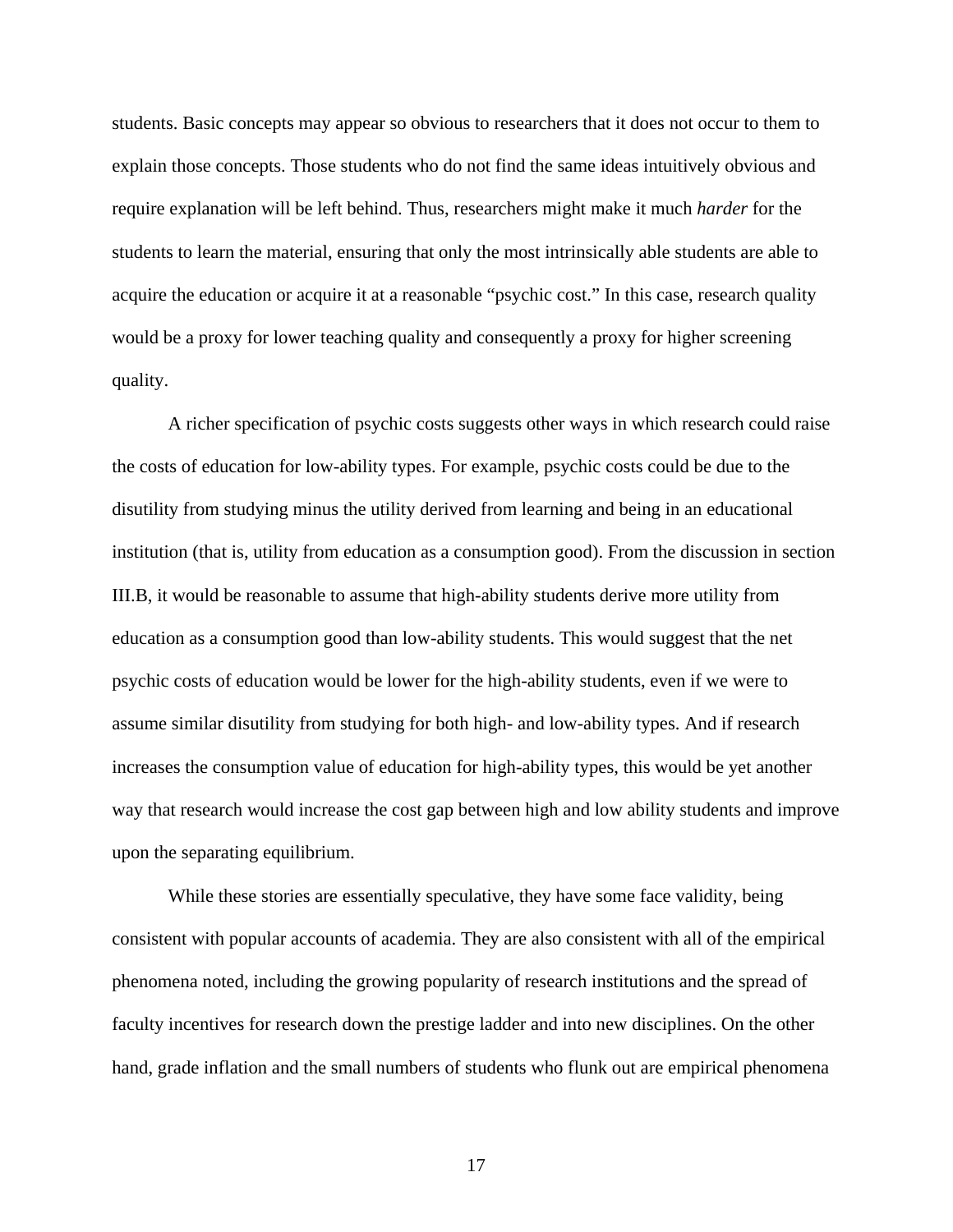students. Basic concepts may appear so obvious to researchers that it does not occur to them to explain those concepts. Those students who do not find the same ideas intuitively obvious and require explanation will be left behind. Thus, researchers might make it much *harder* for the students to learn the material, ensuring that only the most intrinsically able students are able to acquire the education or acquire it at a reasonable "psychic cost." In this case, research quality would be a proxy for lower teaching quality and consequently a proxy for higher screening quality.

A richer specification of psychic costs suggests other ways in which research could raise the costs of education for low-ability types. For example, psychic costs could be due to the disutility from studying minus the utility derived from learning and being in an educational institution (that is, utility from education as a consumption good). From the discussion in section III.B, it would be reasonable to assume that high-ability students derive more utility from education as a consumption good than low-ability students. This would suggest that the net psychic costs of education would be lower for the high-ability students, even if we were to assume similar disutility from studying for both high- and low-ability types. And if research increases the consumption value of education for high-ability types, this would be yet another way that research would increase the cost gap between high and low ability students and improve upon the separating equilibrium.

While these stories are essentially speculative, they have some face validity, being consistent with popular accounts of academia. They are also consistent with all of the empirical phenomena noted, including the growing popularity of research institutions and the spread of faculty incentives for research down the prestige ladder and into new disciplines. On the other hand, grade inflation and the small numbers of students who flunk out are empirical phenomena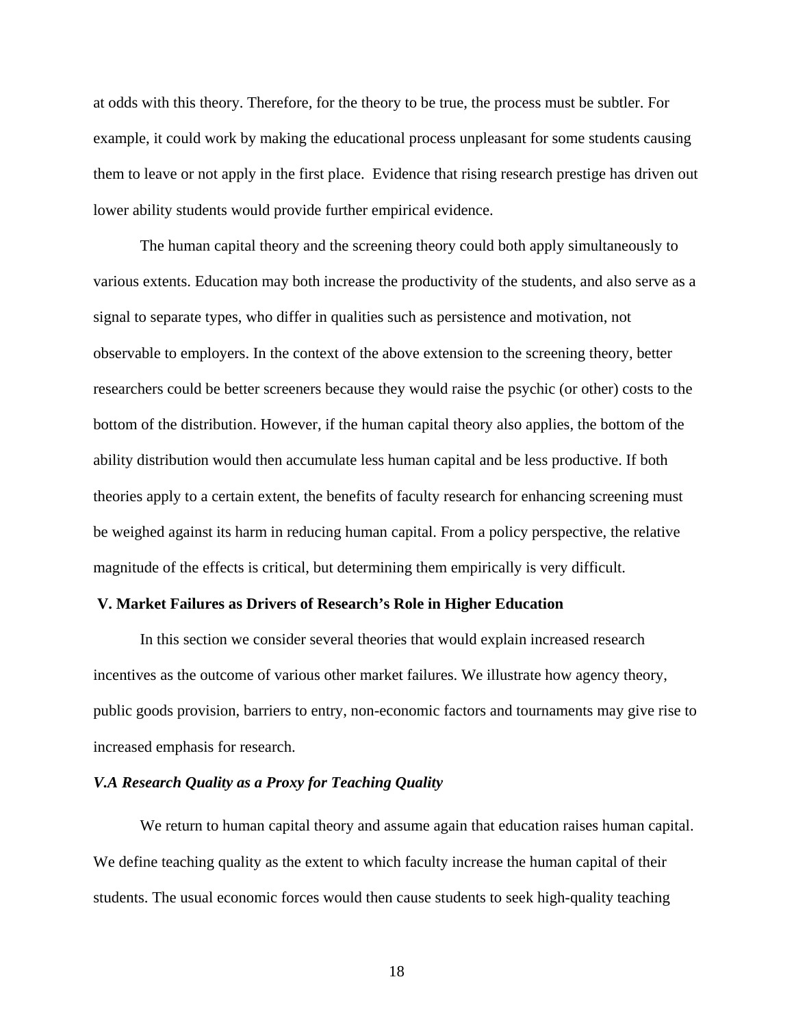at odds with this theory. Therefore, for the theory to be true, the process must be subtler. For example, it could work by making the educational process unpleasant for some students causing them to leave or not apply in the first place. Evidence that rising research prestige has driven out lower ability students would provide further empirical evidence.

The human capital theory and the screening theory could both apply simultaneously to various extents. Education may both increase the productivity of the students, and also serve as a signal to separate types, who differ in qualities such as persistence and motivation, not observable to employers. In the context of the above extension to the screening theory, better researchers could be better screeners because they would raise the psychic (or other) costs to the bottom of the distribution. However, if the human capital theory also applies, the bottom of the ability distribution would then accumulate less human capital and be less productive. If both theories apply to a certain extent, the benefits of faculty research for enhancing screening must be weighed against its harm in reducing human capital. From a policy perspective, the relative magnitude of the effects is critical, but determining them empirically is very difficult.

## V. Market Failures as Drivers of Research's Role in Higher Education

In this section we consider several theories that would explain increased research incentives as the outcome of various other market failures. We illustrate how agency theory, public goods provision, barriers to entry, non-economic factors and tournaments may give rise to increased emphasis for research.

### *V.A Research Quality as a Proxy for Teaching Quality*

We return to human capital theory and assume again that education raises human capital. We define teaching quality as the extent to which faculty increase the human capital of their students. The usual economic forces would then cause students to seek high-quality teaching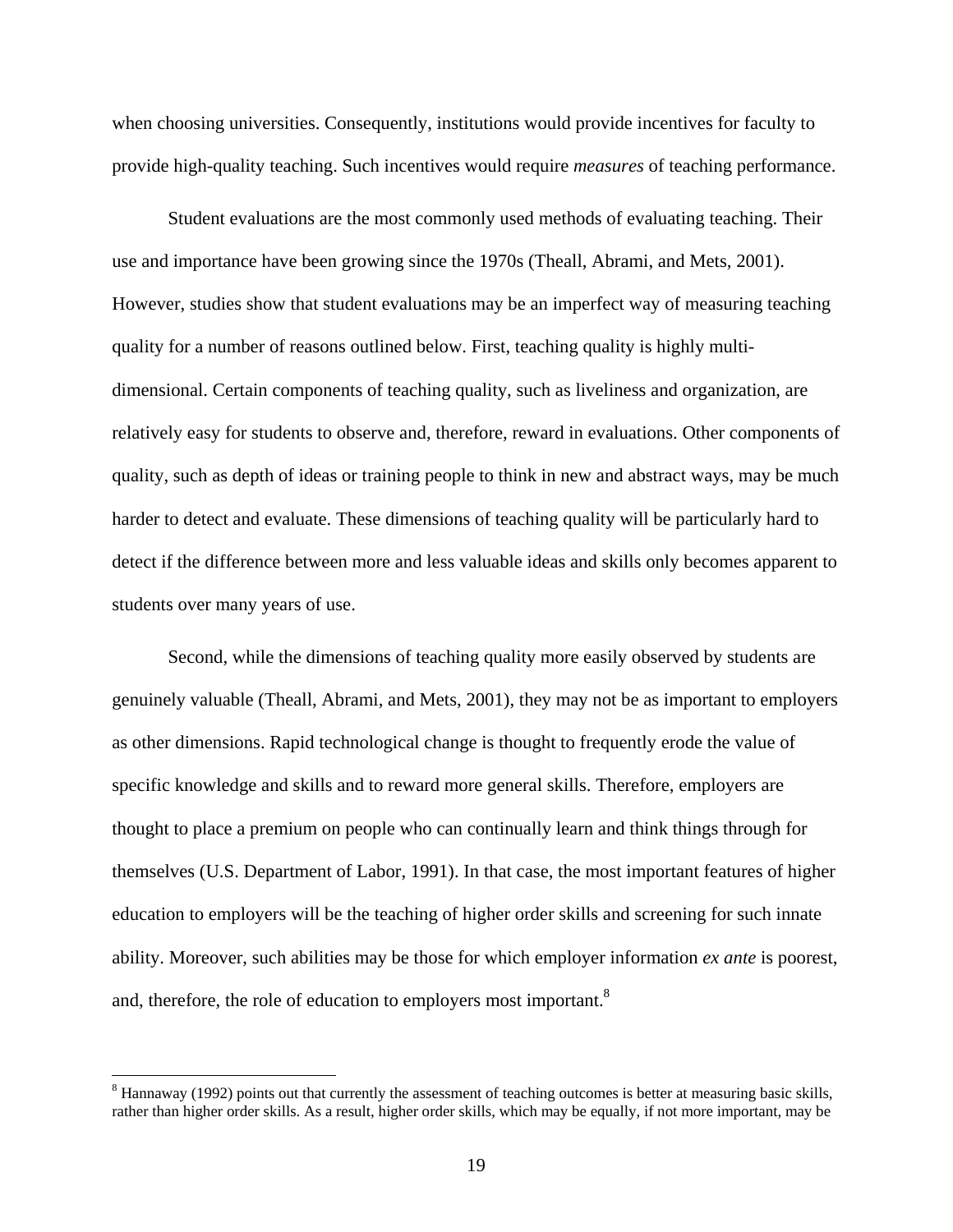when choosing universities. Consequently, institutions would provide incentives for faculty to provide high-quality teaching. Such incentives would require *measures* of teaching performance.

Student evaluations are the most commonly used methods of evaluating teaching. Their use and importance have been growing since the 1970s (Theall, Abrami, and Mets, 2001). However, studies show that student evaluations may be an imperfect way of measuring teaching quality for a number of reasons outlined below. First, teaching quality is highly multi-dimensional. Certain components of teaching quality, such as liveliness and organization, are relatively easy for students to observe and, therefore, reward in evaluations. Other components of quality, such as depth of ideas or training people to think in new and abstract ways, may be much harder to detect and evaluate. These dimensions of teaching quality will be particularly hard to detect if the difference between more and less valuable ideas and skills only becomes apparent to students over many years of use.

Second, while the dimensions of teaching quality more easily observed by students are genuinely valuable (Theall, Abrami, and Mets, 2001), they may not be as important to employers as other dimensions. Rapid technological change is thought to frequently erode the value of specific knowledge and skills and to reward more general skills. Therefore, employers are thought to place a premium on people who can continually learn and think things through for themselves (U.S. Department of Labor, 1991). In that case, the most important features of higher education to employers will be the teaching of higher order skills and screening for such innate ability. Moreover, such abilities may be those for which employer information *ex ante* is poorest, and, therefore, the role of education to employers most important.[8]

[8] Hannaway (1992) points out that currently the assessment of teaching outcomes is better at measuring basic skills, rather than higher order skills. As a result, higher order skills, which may be equally, if not more important, may be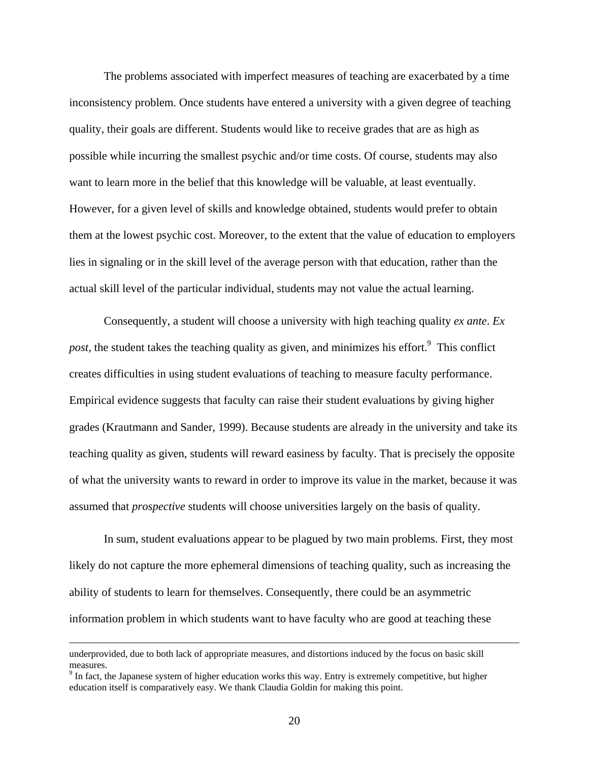The problems associated with imperfect measures of teaching are exacerbated by a time inconsistency problem. Once students have entered a university with a given degree of teaching quality, their goals are different. Students would like to receive grades that are as high as possible while incurring the smallest psychic and/or time costs. Of course, students may also want to learn more in the belief that this knowledge will be valuable, at least eventually. However, for a given level of skills and knowledge obtained, students would prefer to obtain them at the lowest psychic cost. Moreover, to the extent that the value of education to employers lies in signaling or in the skill level of the average person with that education, rather than the actual skill level of the particular individual, students may not value the actual learning.

Consequently, a student will choose a university with high teaching quality *ex ante*. *Ex post*, the student takes the teaching quality as given, and minimizes his effort.[9] This conflict creates difficulties in using student evaluations of teaching to measure faculty performance. Empirical evidence suggests that faculty can raise their student evaluations by giving higher grades (Krautmann and Sander, 1999). Because students are already in the university and take its teaching quality as given, students will reward easiness by faculty. That is precisely the opposite of what the university wants to reward in order to improve its value in the market, because it was assumed that *prospective* students will choose universities largely on the basis of quality.

In sum, student evaluations appear to be plagued by two main problems. First, they most likely do not capture the more ephemeral dimensions of teaching quality, such as increasing the ability of students to learn for themselves. Consequently, there could be an asymmetric information problem in which students want to have faculty who are good at teaching these

---

underprovided, due to both lack of appropriate measures, and distortions induced by the focus on basic skill measures.

[9] In fact, the Japanese system of higher education works this way. Entry is extremely competitive, but higher education itself is comparatively easy. We thank Claudia Goldin for making this point.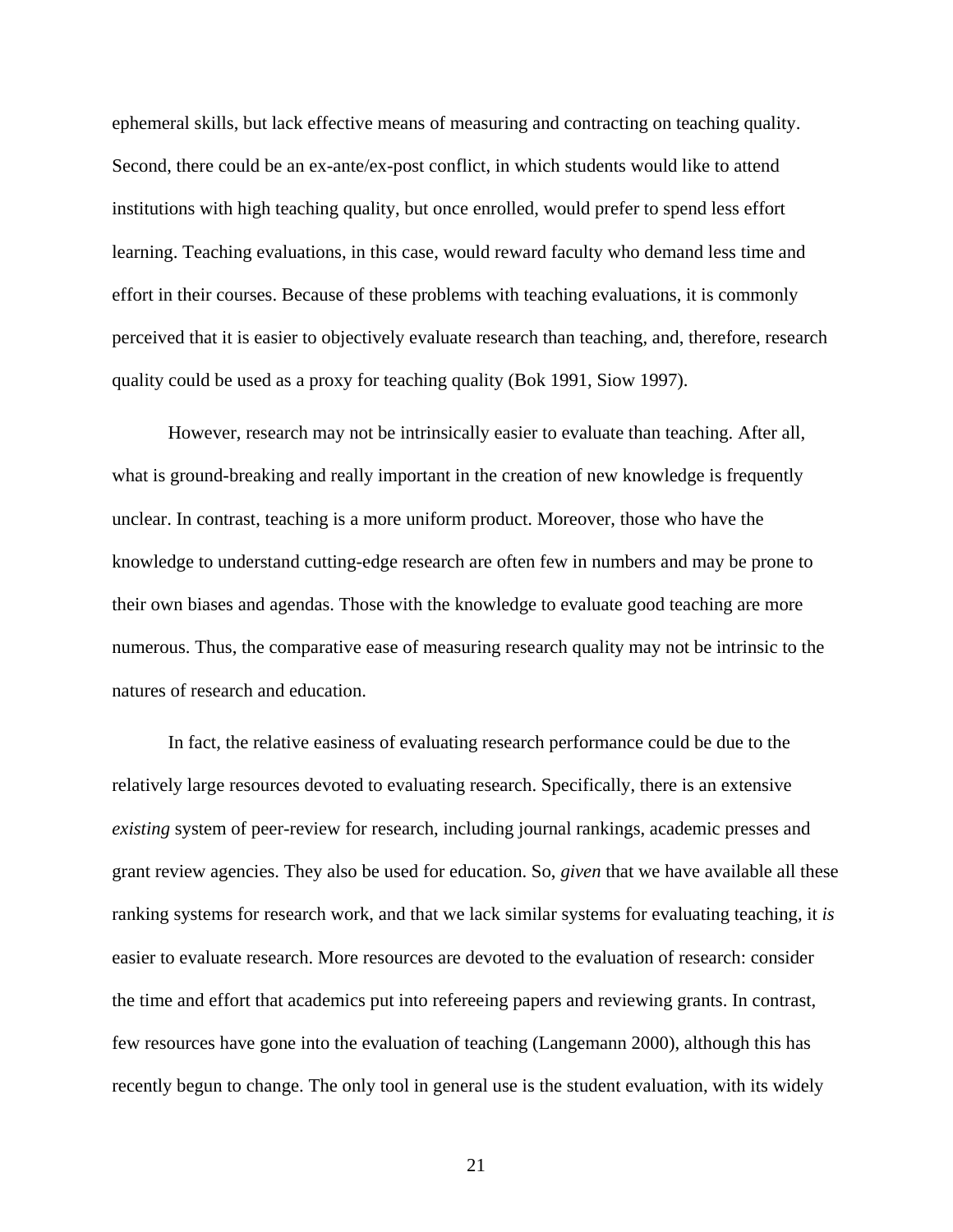ephemeral skills, but lack effective means of measuring and contracting on teaching quality. Second, there could be an ex-ante/ex-post conflict, in which students would like to attend institutions with high teaching quality, but once enrolled, would prefer to spend less effort learning. Teaching evaluations, in this case, would reward faculty who demand less time and effort in their courses. Because of these problems with teaching evaluations, it is commonly perceived that it is easier to objectively evaluate research than teaching, and, therefore, research quality could be used as a proxy for teaching quality (Bok 1991, Siow 1997).

However, research may not be intrinsically easier to evaluate than teaching. After all, what is ground-breaking and really important in the creation of new knowledge is frequently unclear. In contrast, teaching is a more uniform product. Moreover, those who have the knowledge to understand cutting-edge research are often few in numbers and may be prone to their own biases and agendas. Those with the knowledge to evaluate good teaching are more numerous. Thus, the comparative ease of measuring research quality may not be intrinsic to the natures of research and education.

In fact, the relative easiness of evaluating research performance could be due to the relatively large resources devoted to evaluating research. Specifically, there is an extensive *existing* system of peer-review for research, including journal rankings, academic presses and grant review agencies. They also be used for education. So, *given* that we have available all these ranking systems for research work, and that we lack similar systems for evaluating teaching, it *is* easier to evaluate research. More resources are devoted to the evaluation of research: consider the time and effort that academics put into refereeing papers and reviewing grants. In contrast, few resources have gone into the evaluation of teaching (Langemann 2000), although this has recently begun to change. The only tool in general use is the student evaluation, with its widely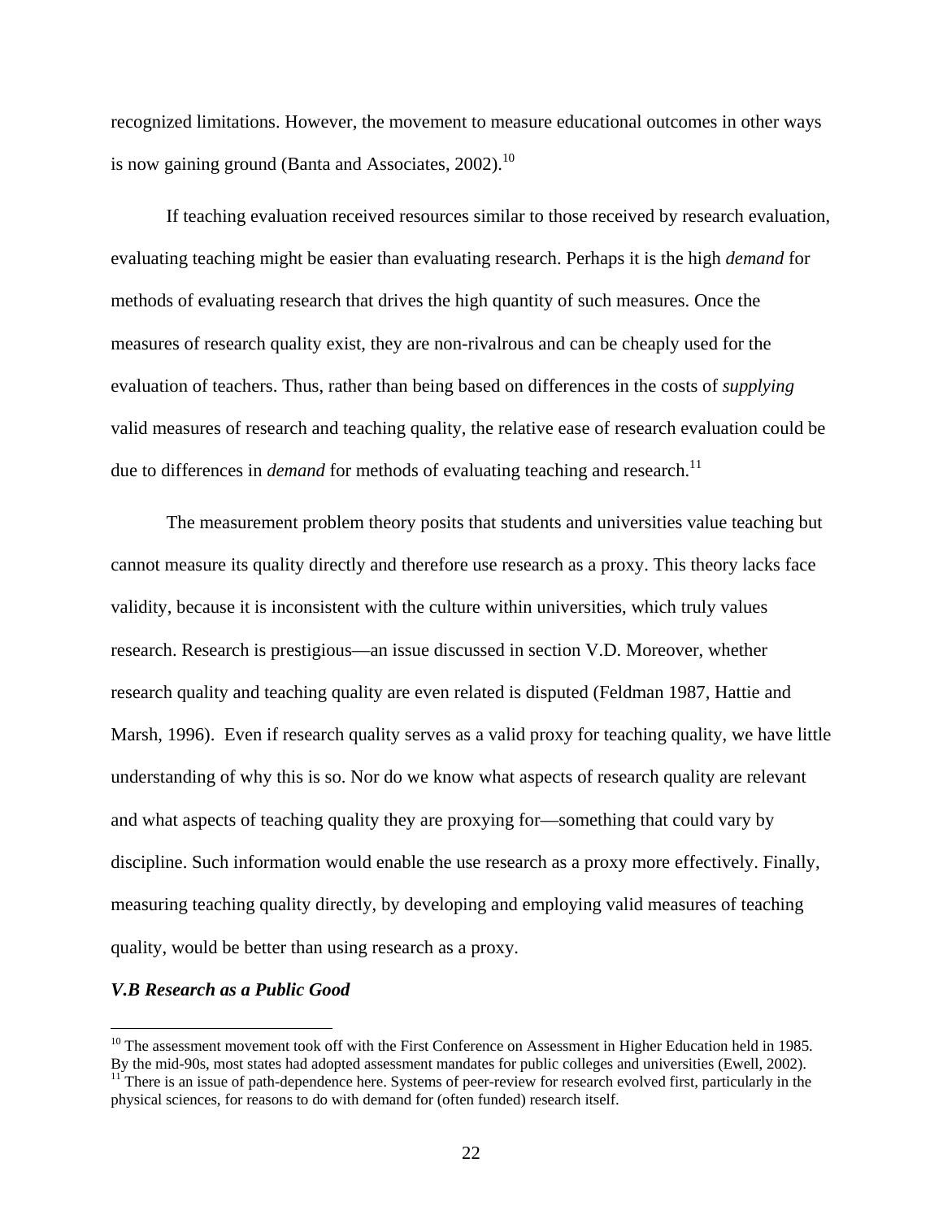recognized limitations. However, the movement to measure educational outcomes in other ways is now gaining ground (Banta and Associates, 2002).[10]

If teaching evaluation received resources similar to those received by research evaluation, evaluating teaching might be easier than evaluating research. Perhaps it is the high *demand* for methods of evaluating research that drives the high quantity of such measures. Once the measures of research quality exist, they are non-rivalrous and can be cheaply used for the evaluation of teachers. Thus, rather than being based on differences in the costs of *supplying* valid measures of research and teaching quality, the relative ease of research evaluation could be due to differences in *demand* for methods of evaluating teaching and research.[11]

The measurement problem theory posits that students and universities value teaching but cannot measure its quality directly and therefore use research as a proxy. This theory lacks face validity, because it is inconsistent with the culture within universities, which truly values research. Research is prestigious—an issue discussed in section V.D. Moreover, whether research quality and teaching quality are even related is disputed (Feldman 1987, Hattie and Marsh, 1996). Even if research quality serves as a valid proxy for teaching quality, we have little understanding of why this is so. Nor do we know what aspects of research quality are relevant and what aspects of teaching quality they are proxying for—something that could vary by discipline. Such information would enable the use research as a proxy more effectively. Finally, measuring teaching quality directly, by developing and employing valid measures of teaching quality, would be better than using research as a proxy.

### *V.B Research as a Public Good*

---

[10] The assessment movement took off with the First Conference on Assessment in Higher Education held in 1985. By the mid-90s, most states had adopted assessment mandates for public colleges and universities (Ewell, 2002).

[11] There is an issue of path-dependence here. Systems of peer-review for research evolved first, particularly in the physical sciences, for reasons to do with demand for (often funded) research itself.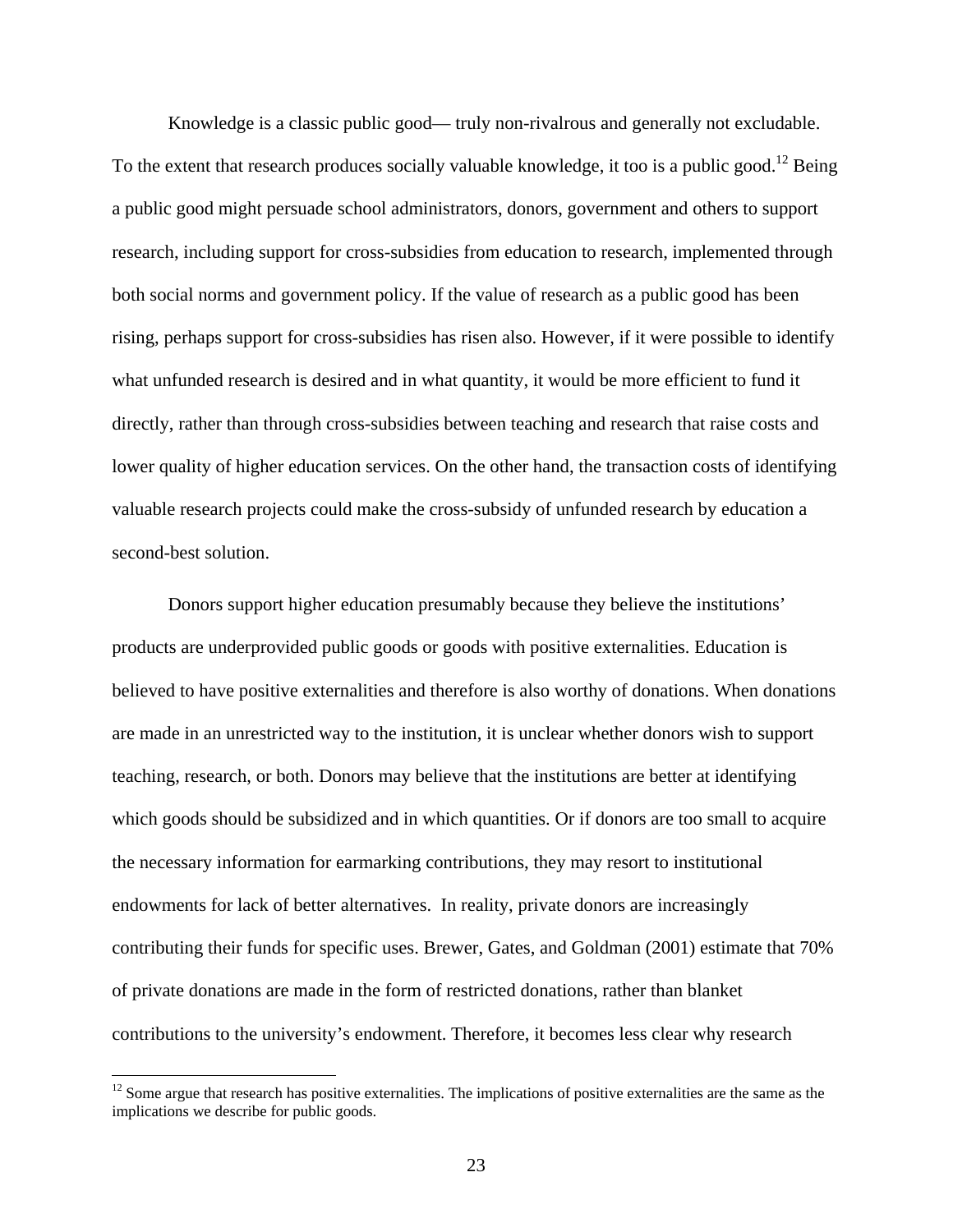Knowledge is a classic public good— truly non-rivalrous and generally not excludable. To the extent that research produces socially valuable knowledge, it too is a public good.[12] Being a public good might persuade school administrators, donors, government and others to support research, including support for cross-subsidies from education to research, implemented through both social norms and government policy. If the value of research as a public good has been rising, perhaps support for cross-subsidies has risen also. However, if it were possible to identify what unfunded research is desired and in what quantity, it would be more efficient to fund it directly, rather than through cross-subsidies between teaching and research that raise costs and lower quality of higher education services. On the other hand, the transaction costs of identifying valuable research projects could make the cross-subsidy of unfunded research by education a second-best solution.

Donors support higher education presumably because they believe the institutions' products are underprovided public goods or goods with positive externalities. Education is believed to have positive externalities and therefore is also worthy of donations. When donations are made in an unrestricted way to the institution, it is unclear whether donors wish to support teaching, research, or both. Donors may believe that the institutions are better at identifying which goods should be subsidized and in which quantities. Or if donors are too small to acquire the necessary information for earmarking contributions, they may resort to institutional endowments for lack of better alternatives. In reality, private donors are increasingly contributing their funds for specific uses. Brewer, Gates, and Goldman (2001) estimate that 70% of private donations are made in the form of restricted donations, rather than blanket contributions to the university's endowment. Therefore, it becomes less clear why research

[12] Some argue that research has positive externalities. The implications of positive externalities are the same as the implications we describe for public goods.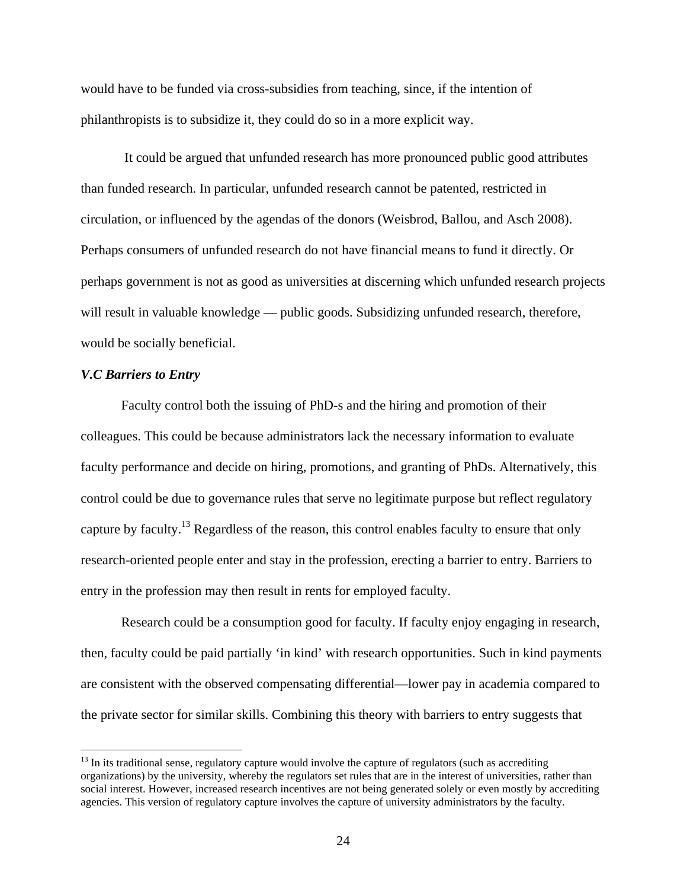would have to be funded via cross-subsidies from teaching, since, if the intention of philanthropists is to subsidize it, they could do so in a more explicit way.

It could be argued that unfunded research has more pronounced public good attributes than funded research. In particular, unfunded research cannot be patented, restricted in circulation, or influenced by the agendas of the donors (Weisbrod, Ballou, and Asch 2008). Perhaps consumers of unfunded research do not have financial means to fund it directly. Or perhaps government is not as good as universities at discerning which unfunded research projects will result in valuable knowledge — public goods. Subsidizing unfunded research, therefore, would be socially beneficial.

### *V.C Barriers to Entry*

Faculty control both the issuing of PhD-s and the hiring and promotion of their colleagues. This could be because administrators lack the necessary information to evaluate faculty performance and decide on hiring, promotions, and granting of PhDs. Alternatively, this control could be due to governance rules that serve no legitimate purpose but reflect regulatory capture by faculty.[13] Regardless of the reason, this control enables faculty to ensure that only research-oriented people enter and stay in the profession, erecting a barrier to entry. Barriers to entry in the profession may then result in rents for employed faculty.

Research could be a consumption good for faculty. If faculty enjoy engaging in research, then, faculty could be paid partially 'in kind' with research opportunities. Such in kind payments are consistent with the observed compensating differential—lower pay in academia compared to the private sector for similar skills. Combining this theory with barriers to entry suggests that

---

[13] In its traditional sense, regulatory capture would involve the capture of regulators (such as accrediting organizations) by the university, whereby the regulators set rules that are in the interest of universities, rather than social interest. However, increased research incentives are not being generated solely or even mostly by accrediting agencies. This version of regulatory capture involves the capture of university administrators by the faculty.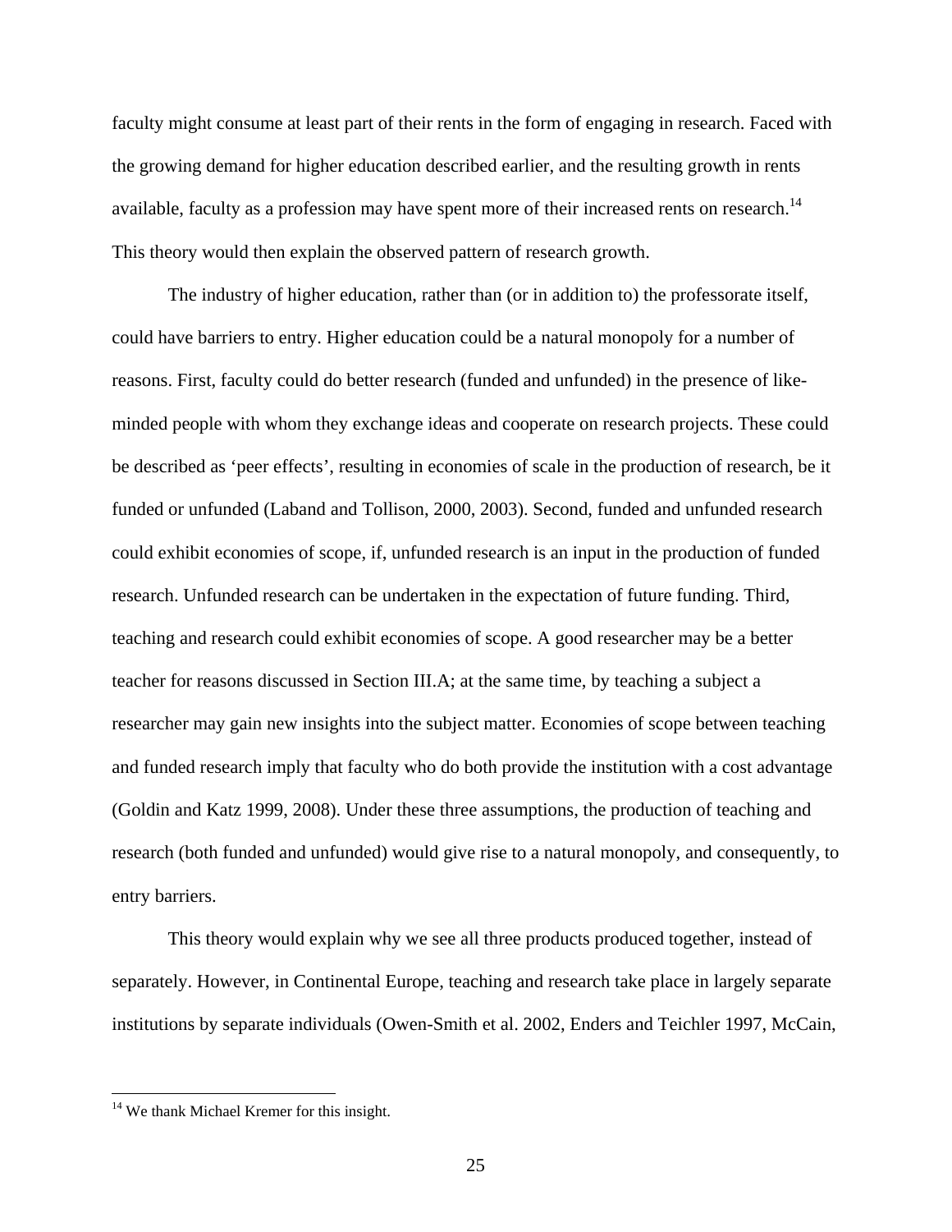faculty might consume at least part of their rents in the form of engaging in research. Faced with the growing demand for higher education described earlier, and the resulting growth in rents available, faculty as a profession may have spent more of their increased rents on research.[14] This theory would then explain the observed pattern of research growth.

The industry of higher education, rather than (or in addition to) the professorate itself, could have barriers to entry. Higher education could be a natural monopoly for a number of reasons. First, faculty could do better research (funded and unfunded) in the presence of like-minded people with whom they exchange ideas and cooperate on research projects. These could be described as 'peer effects', resulting in economies of scale in the production of research, be it funded or unfunded (Laband and Tollison, 2000, 2003). Second, funded and unfunded research could exhibit economies of scope, if, unfunded research is an input in the production of funded research. Unfunded research can be undertaken in the expectation of future funding. Third, teaching and research could exhibit economies of scope. A good researcher may be a better teacher for reasons discussed in Section III.A; at the same time, by teaching a subject a researcher may gain new insights into the subject matter. Economies of scope between teaching and funded research imply that faculty who do both provide the institution with a cost advantage (Goldin and Katz 1999, 2008). Under these three assumptions, the production of teaching and research (both funded and unfunded) would give rise to a natural monopoly, and consequently, to entry barriers.

This theory would explain why we see all three products produced together, instead of separately. However, in Continental Europe, teaching and research take place in largely separate institutions by separate individuals (Owen-Smith et al. 2002, Enders and Teichler 1997, McCain,

[14] We thank Michael Kremer for this insight.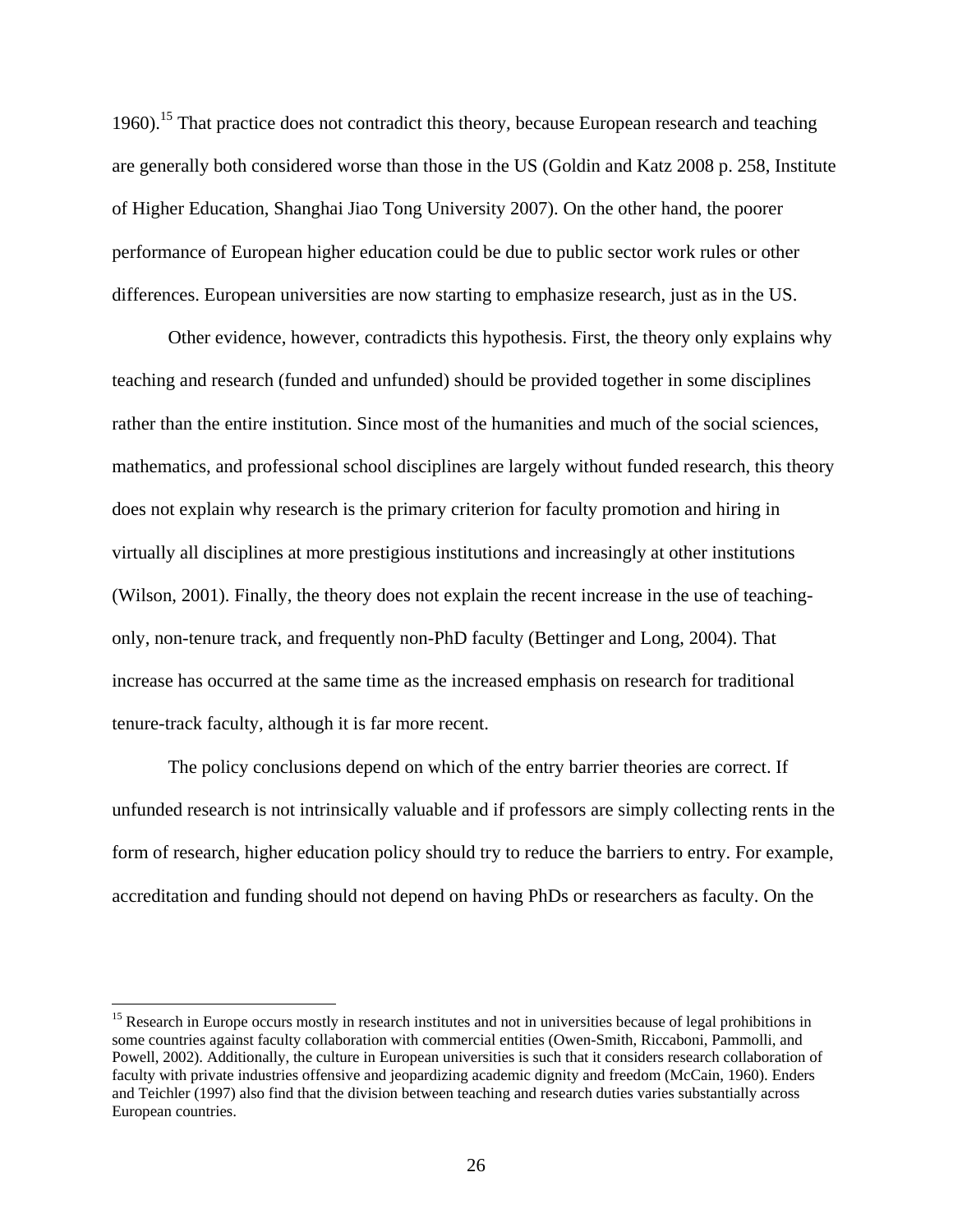1960).[15] That practice does not contradict this theory, because European research and teaching are generally both considered worse than those in the US (Goldin and Katz 2008 p. 258, Institute of Higher Education, Shanghai Jiao Tong University 2007). On the other hand, the poorer performance of European higher education could be due to public sector work rules or other differences. European universities are now starting to emphasize research, just as in the US.

Other evidence, however, contradicts this hypothesis. First, the theory only explains why teaching and research (funded and unfunded) should be provided together in some disciplines rather than the entire institution. Since most of the humanities and much of the social sciences, mathematics, and professional school disciplines are largely without funded research, this theory does not explain why research is the primary criterion for faculty promotion and hiring in virtually all disciplines at more prestigious institutions and increasingly at other institutions (Wilson, 2001). Finally, the theory does not explain the recent increase in the use of teaching-only, non-tenure track, and frequently non-PhD faculty (Bettinger and Long, 2004). That increase has occurred at the same time as the increased emphasis on research for traditional tenure-track faculty, although it is far more recent.

The policy conclusions depend on which of the entry barrier theories are correct. If unfunded research is not intrinsically valuable and if professors are simply collecting rents in the form of research, higher education policy should try to reduce the barriers to entry. For example, accreditation and funding should not depend on having PhDs or researchers as faculty. On the

---

[15] Research in Europe occurs mostly in research institutes and not in universities because of legal prohibitions in some countries against faculty collaboration with commercial entities (Owen-Smith, Riccaboni, Pammolli, and Powell, 2002). Additionally, the culture in European universities is such that it considers research collaboration of faculty with private industries offensive and jeopardizing academic dignity and freedom (McCain, 1960). Enders and Teichler (1997) also find that the division between teaching and research duties varies substantially across European countries.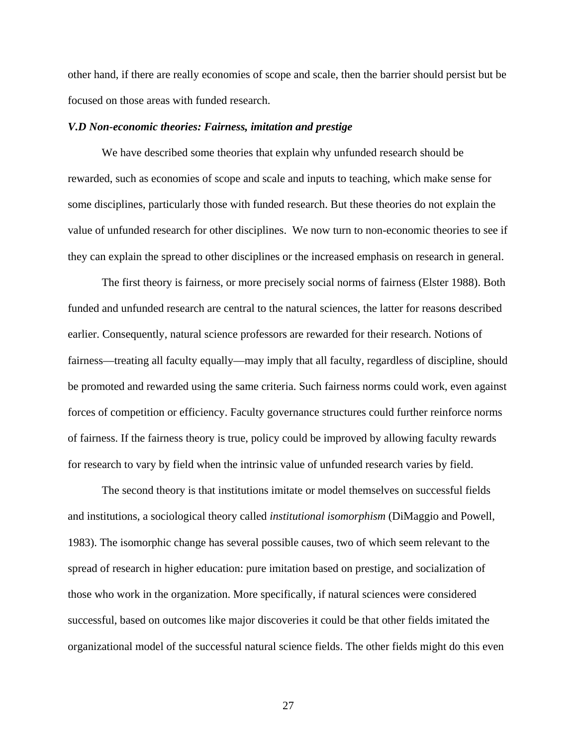other hand, if there are really economies of scope and scale, then the barrier should persist but be focused on those areas with funded research.

### *V.D Non-economic theories: Fairness, imitation and prestige*

We have described some theories that explain why unfunded research should be rewarded, such as economies of scope and scale and inputs to teaching, which make sense for some disciplines, particularly those with funded research. But these theories do not explain the value of unfunded research for other disciplines. We now turn to non-economic theories to see if they can explain the spread to other disciplines or the increased emphasis on research in general.

The first theory is fairness, or more precisely social norms of fairness (Elster 1988). Both funded and unfunded research are central to the natural sciences, the latter for reasons described earlier. Consequently, natural science professors are rewarded for their research. Notions of fairness—treating all faculty equally—may imply that all faculty, regardless of discipline, should be promoted and rewarded using the same criteria. Such fairness norms could work, even against forces of competition or efficiency. Faculty governance structures could further reinforce norms of fairness. If the fairness theory is true, policy could be improved by allowing faculty rewards for research to vary by field when the intrinsic value of unfunded research varies by field.

The second theory is that institutions imitate or model themselves on successful fields and institutions, a sociological theory called *institutional isomorphism* (DiMaggio and Powell, 1983). The isomorphic change has several possible causes, two of which seem relevant to the spread of research in higher education: pure imitation based on prestige, and socialization of those who work in the organization. More specifically, if natural sciences were considered successful, based on outcomes like major discoveries it could be that other fields imitated the organizational model of the successful natural science fields. The other fields might do this even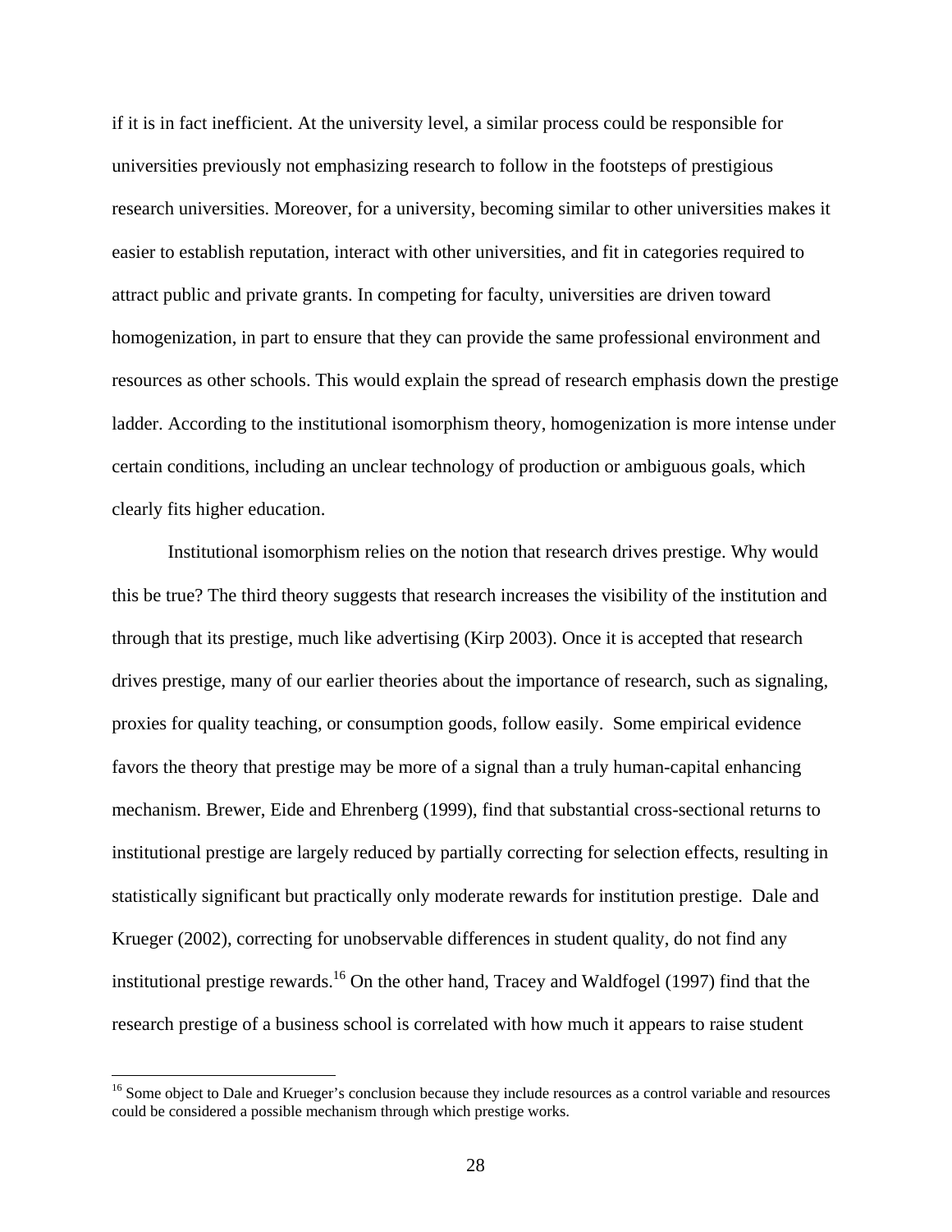if it is in fact inefficient. At the university level, a similar process could be responsible for universities previously not emphasizing research to follow in the footsteps of prestigious research universities. Moreover, for a university, becoming similar to other universities makes it easier to establish reputation, interact with other universities, and fit in categories required to attract public and private grants. In competing for faculty, universities are driven toward homogenization, in part to ensure that they can provide the same professional environment and resources as other schools. This would explain the spread of research emphasis down the prestige ladder. According to the institutional isomorphism theory, homogenization is more intense under certain conditions, including an unclear technology of production or ambiguous goals, which clearly fits higher education.

Institutional isomorphism relies on the notion that research drives prestige. Why would this be true? The third theory suggests that research increases the visibility of the institution and through that its prestige, much like advertising (Kirp 2003). Once it is accepted that research drives prestige, many of our earlier theories about the importance of research, such as signaling, proxies for quality teaching, or consumption goods, follow easily. Some empirical evidence favors the theory that prestige may be more of a signal than a truly human-capital enhancing mechanism. Brewer, Eide and Ehrenberg (1999), find that substantial cross-sectional returns to institutional prestige are largely reduced by partially correcting for selection effects, resulting in statistically significant but practically only moderate rewards for institution prestige. Dale and Krueger (2002), correcting for unobservable differences in student quality, do not find any institutional prestige rewards.[16] On the other hand, Tracey and Waldfogel (1997) find that the research prestige of a business school is correlated with how much it appears to raise student

---

[16] Some object to Dale and Krueger's conclusion because they include resources as a control variable and resources could be considered a possible mechanism through which prestige works.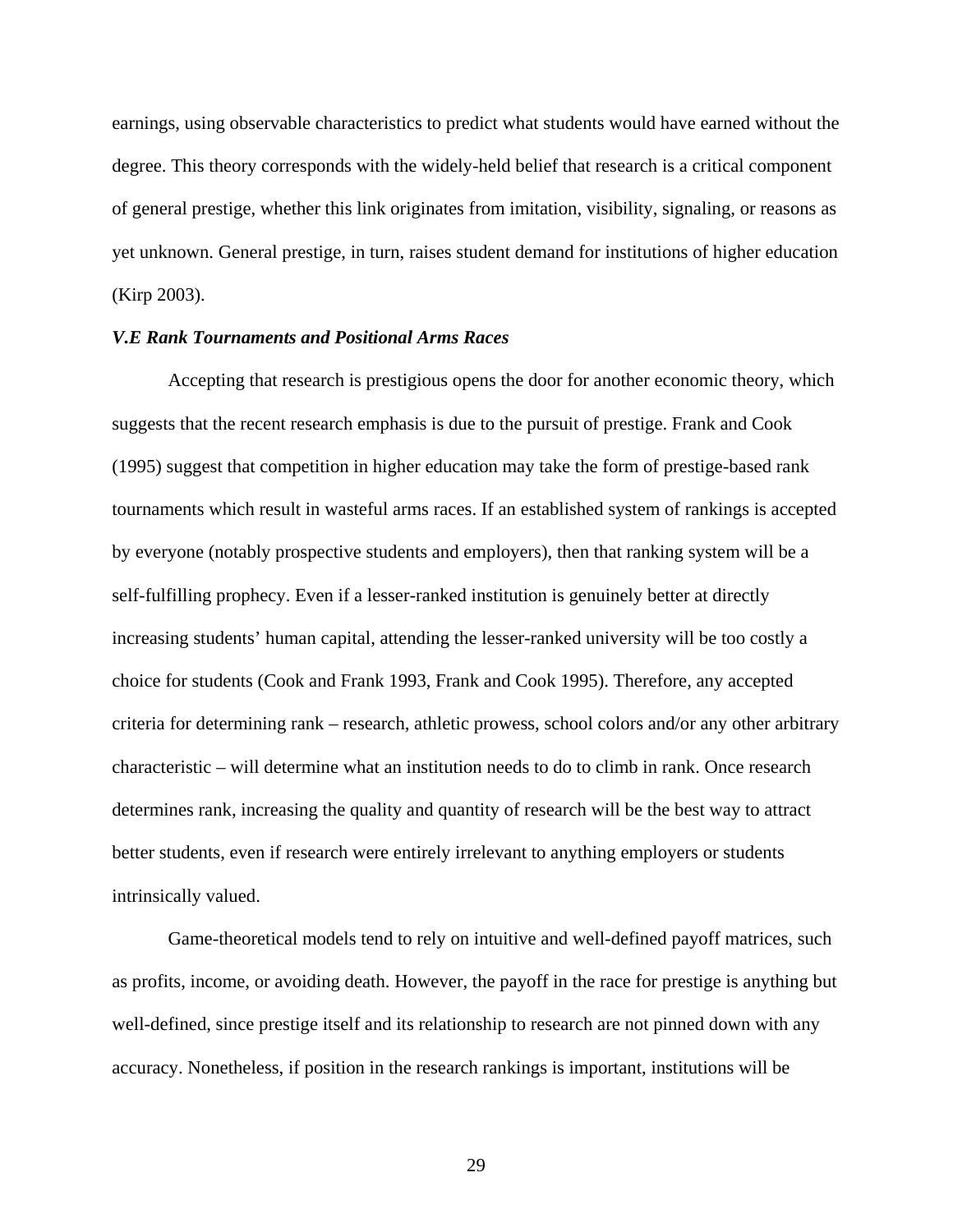earnings, using observable characteristics to predict what students would have earned without the degree. This theory corresponds with the widely-held belief that research is a critical component of general prestige, whether this link originates from imitation, visibility, signaling, or reasons as yet unknown. General prestige, in turn, raises student demand for institutions of higher education (Kirp 2003).

### *V.E Rank Tournaments and Positional Arms Races*

Accepting that research is prestigious opens the door for another economic theory, which suggests that the recent research emphasis is due to the pursuit of prestige. Frank and Cook (1995) suggest that competition in higher education may take the form of prestige-based rank tournaments which result in wasteful arms races. If an established system of rankings is accepted by everyone (notably prospective students and employers), then that ranking system will be a self-fulfilling prophecy. Even if a lesser-ranked institution is genuinely better at directly increasing students' human capital, attending the lesser-ranked university will be too costly a choice for students (Cook and Frank 1993, Frank and Cook 1995). Therefore, any accepted criteria for determining rank – research, athletic prowess, school colors and/or any other arbitrary characteristic – will determine what an institution needs to do to climb in rank. Once research determines rank, increasing the quality and quantity of research will be the best way to attract better students, even if research were entirely irrelevant to anything employers or students intrinsically valued.

Game-theoretical models tend to rely on intuitive and well-defined payoff matrices, such as profits, income, or avoiding death. However, the payoff in the race for prestige is anything but well-defined, since prestige itself and its relationship to research are not pinned down with any accuracy. Nonetheless, if position in the research rankings is important, institutions will be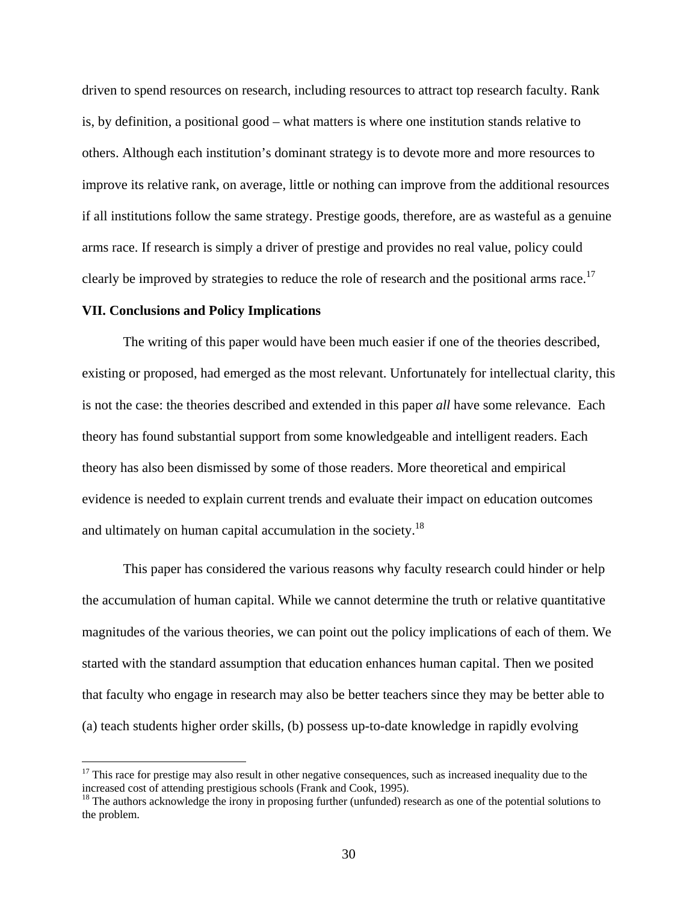driven to spend resources on research, including resources to attract top research faculty. Rank is, by definition, a positional good – what matters is where one institution stands relative to others. Although each institution's dominant strategy is to devote more and more resources to improve its relative rank, on average, little or nothing can improve from the additional resources if all institutions follow the same strategy. Prestige goods, therefore, are as wasteful as a genuine arms race. If research is simply a driver of prestige and provides no real value, policy could clearly be improved by strategies to reduce the role of research and the positional arms race.[17]

## VII. Conclusions and Policy Implications

The writing of this paper would have been much easier if one of the theories described, existing or proposed, had emerged as the most relevant. Unfortunately for intellectual clarity, this is not the case: the theories described and extended in this paper *all* have some relevance. Each theory has found substantial support from some knowledgeable and intelligent readers. Each theory has also been dismissed by some of those readers. More theoretical and empirical evidence is needed to explain current trends and evaluate their impact on education outcomes and ultimately on human capital accumulation in the society.[18]

This paper has considered the various reasons why faculty research could hinder or help the accumulation of human capital. While we cannot determine the truth or relative quantitative magnitudes of the various theories, we can point out the policy implications of each of them. We started with the standard assumption that education enhances human capital. Then we posited that faculty who engage in research may also be better teachers since they may be better able to (a) teach students higher order skills, (b) possess up-to-date knowledge in rapidly evolving

---

[17] This race for prestige may also result in other negative consequences, such as increased inequality due to the increased cost of attending prestigious schools (Frank and Cook, 1995).

[18] The authors acknowledge the irony in proposing further (unfunded) research as one of the potential solutions to the problem.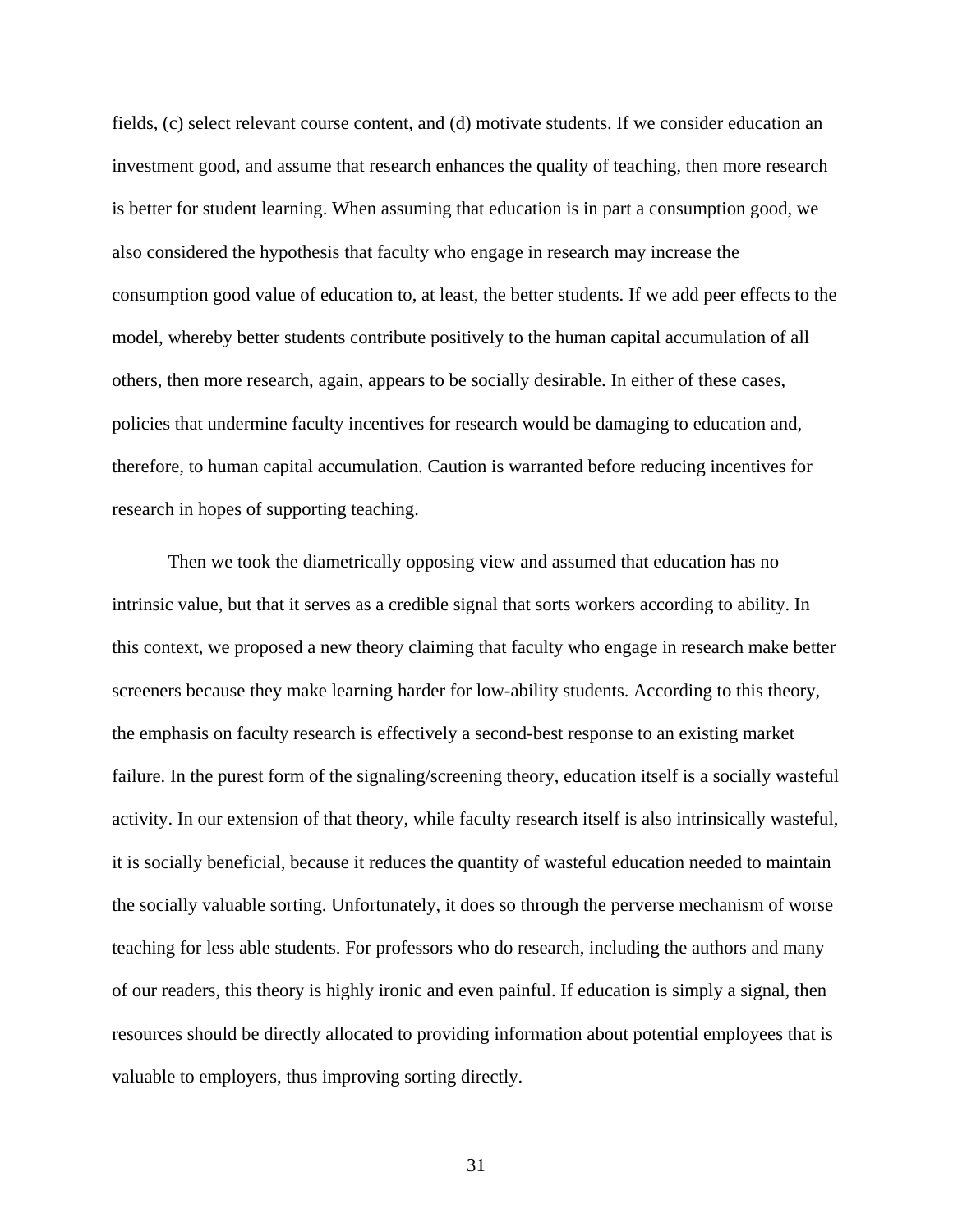fields, (c) select relevant course content, and (d) motivate students. If we consider education an investment good, and assume that research enhances the quality of teaching, then more research is better for student learning. When assuming that education is in part a consumption good, we also considered the hypothesis that faculty who engage in research may increase the consumption good value of education to, at least, the better students. If we add peer effects to the model, whereby better students contribute positively to the human capital accumulation of all others, then more research, again, appears to be socially desirable. In either of these cases, policies that undermine faculty incentives for research would be damaging to education and, therefore, to human capital accumulation. Caution is warranted before reducing incentives for research in hopes of supporting teaching.

Then we took the diametrically opposing view and assumed that education has no intrinsic value, but that it serves as a credible signal that sorts workers according to ability. In this context, we proposed a new theory claiming that faculty who engage in research make better screeners because they make learning harder for low-ability students. According to this theory, the emphasis on faculty research is effectively a second-best response to an existing market failure. In the purest form of the signaling/screening theory, education itself is a socially wasteful activity. In our extension of that theory, while faculty research itself is also intrinsically wasteful, it is socially beneficial, because it reduces the quantity of wasteful education needed to maintain the socially valuable sorting. Unfortunately, it does so through the perverse mechanism of worse teaching for less able students. For professors who do research, including the authors and many of our readers, this theory is highly ironic and even painful. If education is simply a signal, then resources should be directly allocated to providing information about potential employees that is valuable to employers, thus improving sorting directly.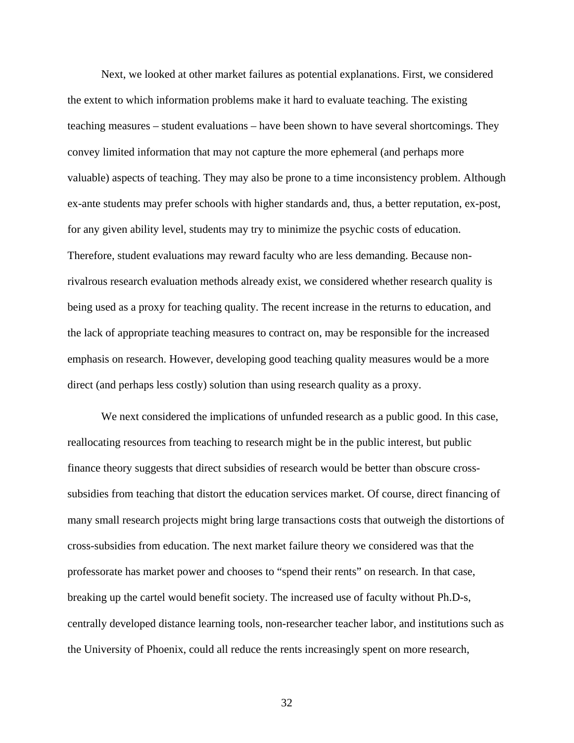Next, we looked at other market failures as potential explanations. First, we considered the extent to which information problems make it hard to evaluate teaching. The existing teaching measures – student evaluations – have been shown to have several shortcomings. They convey limited information that may not capture the more ephemeral (and perhaps more valuable) aspects of teaching. They may also be prone to a time inconsistency problem. Although ex-ante students may prefer schools with higher standards and, thus, a better reputation, ex-post, for any given ability level, students may try to minimize the psychic costs of education. Therefore, student evaluations may reward faculty who are less demanding. Because non-rivalrous research evaluation methods already exist, we considered whether research quality is being used as a proxy for teaching quality. The recent increase in the returns to education, and the lack of appropriate teaching measures to contract on, may be responsible for the increased emphasis on research. However, developing good teaching quality measures would be a more direct (and perhaps less costly) solution than using research quality as a proxy.

We next considered the implications of unfunded research as a public good. In this case, reallocating resources from teaching to research might be in the public interest, but public finance theory suggests that direct subsidies of research would be better than obscure cross-subsidies from teaching that distort the education services market. Of course, direct financing of many small research projects might bring large transactions costs that outweigh the distortions of cross-subsidies from education. The next market failure theory we considered was that the professorate has market power and chooses to "spend their rents" on research. In that case, breaking up the cartel would benefit society. The increased use of faculty without Ph.D-s, centrally developed distance learning tools, non-researcher teacher labor, and institutions such as the University of Phoenix, could all reduce the rents increasingly spent on more research,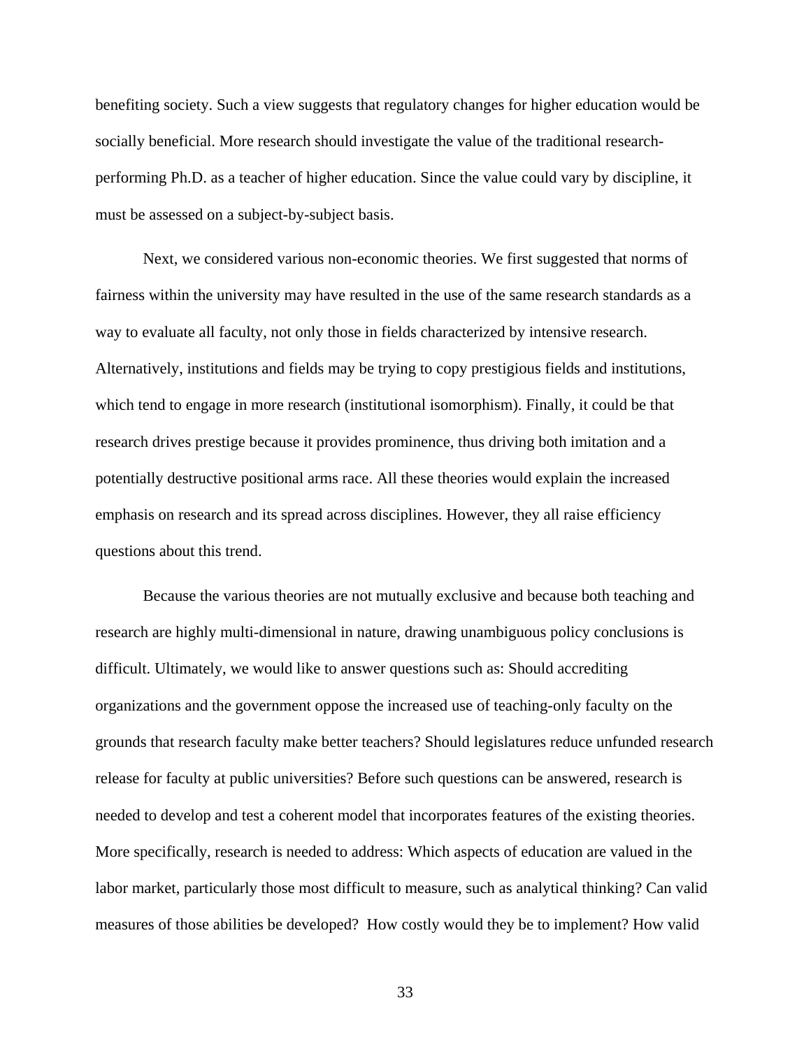benefiting society. Such a view suggests that regulatory changes for higher education would be socially beneficial. More research should investigate the value of the traditional research-performing Ph.D. as a teacher of higher education. Since the value could vary by discipline, it must be assessed on a subject-by-subject basis.

Next, we considered various non-economic theories. We first suggested that norms of fairness within the university may have resulted in the use of the same research standards as a way to evaluate all faculty, not only those in fields characterized by intensive research. Alternatively, institutions and fields may be trying to copy prestigious fields and institutions, which tend to engage in more research (institutional isomorphism). Finally, it could be that research drives prestige because it provides prominence, thus driving both imitation and a potentially destructive positional arms race. All these theories would explain the increased emphasis on research and its spread across disciplines. However, they all raise efficiency questions about this trend.

Because the various theories are not mutually exclusive and because both teaching and research are highly multi-dimensional in nature, drawing unambiguous policy conclusions is difficult. Ultimately, we would like to answer questions such as: Should accrediting organizations and the government oppose the increased use of teaching-only faculty on the grounds that research faculty make better teachers? Should legislatures reduce unfunded research release for faculty at public universities? Before such questions can be answered, research is needed to develop and test a coherent model that incorporates features of the existing theories. More specifically, research is needed to address: Which aspects of education are valued in the labor market, particularly those most difficult to measure, such as analytical thinking? Can valid measures of those abilities be developed? How costly would they be to implement? How valid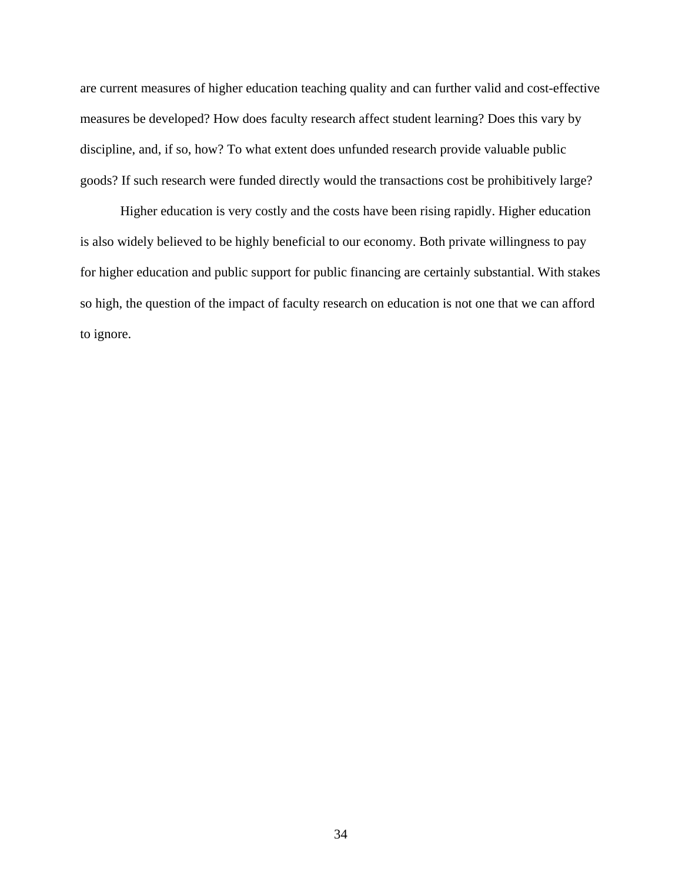are current measures of higher education teaching quality and can further valid and cost-effective measures be developed? How does faculty research affect student learning? Does this vary by discipline, and, if so, how? To what extent does unfunded research provide valuable public goods? If such research were funded directly would the transactions cost be prohibitively large?

Higher education is very costly and the costs have been rising rapidly. Higher education is also widely believed to be highly beneficial to our economy. Both private willingness to pay for higher education and public support for public financing are certainly substantial. With stakes so high, the question of the impact of faculty research on education is not one that we can afford to ignore.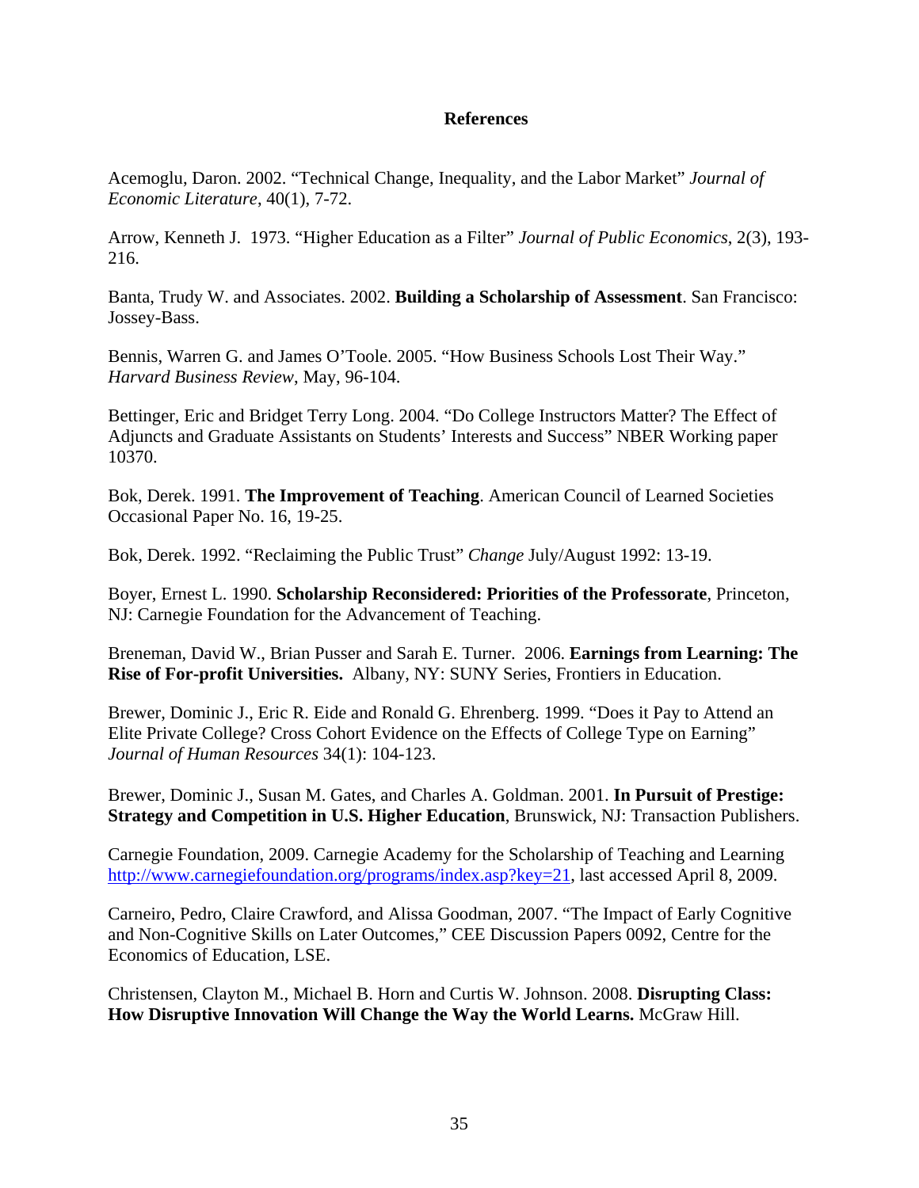## References

Acemoglu, Daron. 2002. "Technical Change, Inequality, and the Labor Market" *Journal of Economic Literature*, 40(1), 7-72.

Arrow, Kenneth J. 1973. "Higher Education as a Filter" *Journal of Public Economics*, 2(3), 193-216.

Banta, Trudy W. and Associates. 2002. **Building a Scholarship of Assessment**. San Francisco: Jossey-Bass.

Bennis, Warren G. and James O'Toole. 2005. "How Business Schools Lost Their Way." *Harvard Business Review*, May, 96-104.

Bettinger, Eric and Bridget Terry Long. 2004. "Do College Instructors Matter? The Effect of Adjuncts and Graduate Assistants on Students' Interests and Success" NBER Working paper 10370.

Bok, Derek. 1991. **The Improvement of Teaching**. American Council of Learned Societies Occasional Paper No. 16, 19-25.

Bok, Derek. 1992. "Reclaiming the Public Trust" *Change* July/August 1992: 13-19.

Boyer, Ernest L. 1990. **Scholarship Reconsidered: Priorities of the Professorate**, Princeton, NJ: Carnegie Foundation for the Advancement of Teaching.

Breneman, David W., Brian Pusser and Sarah E. Turner. 2006. **Earnings from Learning: The Rise of For-profit Universities.** Albany, NY: SUNY Series, Frontiers in Education.

Brewer, Dominic J., Eric R. Eide and Ronald G. Ehrenberg. 1999. "Does it Pay to Attend an Elite Private College? Cross Cohort Evidence on the Effects of College Type on Earning" *Journal of Human Resources* 34(1): 104-123.

Brewer, Dominic J., Susan M. Gates, and Charles A. Goldman. 2001. **In Pursuit of Prestige: Strategy and Competition in U.S. Higher Education**, Brunswick, NJ: Transaction Publishers.

Carnegie Foundation, 2009. Carnegie Academy for the Scholarship of Teaching and Learning http://www.carnegiefoundation.org/programs/index.asp?key=21, last accessed April 8, 2009.

Carneiro, Pedro, Claire Crawford, and Alissa Goodman, 2007. "The Impact of Early Cognitive and Non-Cognitive Skills on Later Outcomes," CEE Discussion Papers 0092, Centre for the Economics of Education, LSE.

Christensen, Clayton M., Michael B. Horn and Curtis W. Johnson. 2008. **Disrupting Class: How Disruptive Innovation Will Change the Way the World Learns.** McGraw Hill.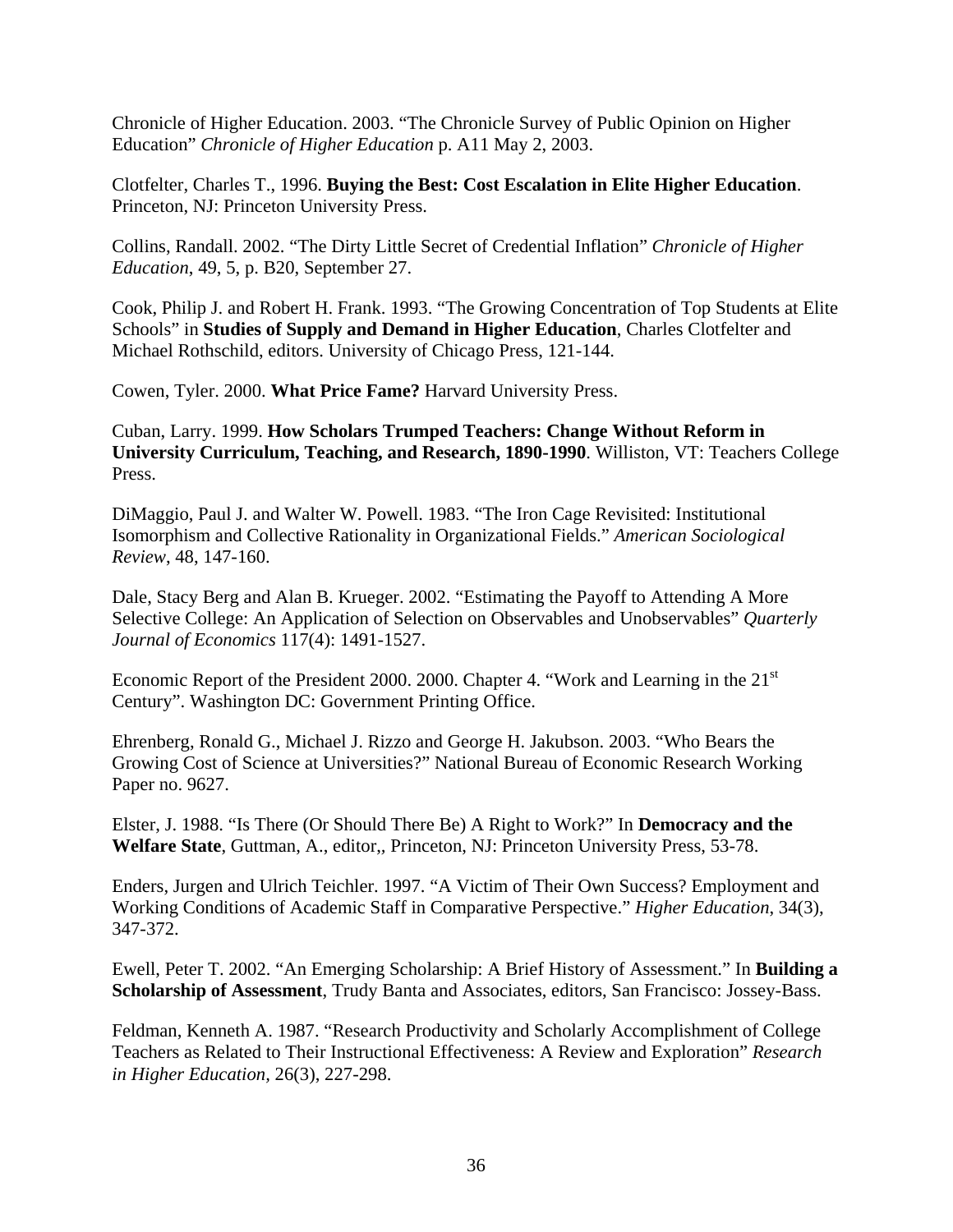Chronicle of Higher Education. 2003. "The Chronicle Survey of Public Opinion on Higher Education" *Chronicle of Higher Education* p. A11 May 2, 2003.

Clotfelter, Charles T., 1996. **Buying the Best: Cost Escalation in Elite Higher Education**. Princeton, NJ: Princeton University Press.

Collins, Randall. 2002. "The Dirty Little Secret of Credential Inflation" *Chronicle of Higher Education*, 49, 5, p. B20, September 27.

Cook, Philip J. and Robert H. Frank. 1993. "The Growing Concentration of Top Students at Elite Schools" in **Studies of Supply and Demand in Higher Education**, Charles Clotfelter and Michael Rothschild, editors. University of Chicago Press, 121-144.

Cowen, Tyler. 2000. **What Price Fame?** Harvard University Press.

Cuban, Larry. 1999. **How Scholars Trumped Teachers: Change Without Reform in University Curriculum, Teaching, and Research, 1890-1990**. Williston, VT: Teachers College Press.

DiMaggio, Paul J. and Walter W. Powell. 1983. "The Iron Cage Revisited: Institutional Isomorphism and Collective Rationality in Organizational Fields." *American Sociological Review*, 48, 147-160.

Dale, Stacy Berg and Alan B. Krueger. 2002. "Estimating the Payoff to Attending A More Selective College: An Application of Selection on Observables and Unobservables" *Quarterly Journal of Economics* 117(4): 1491-1527.

Economic Report of the President 2000. 2000. Chapter 4. "Work and Learning in the 21st Century". Washington DC: Government Printing Office.

Ehrenberg, Ronald G., Michael J. Rizzo and George H. Jakubson. 2003. "Who Bears the Growing Cost of Science at Universities?" National Bureau of Economic Research Working Paper no. 9627.

Elster, J. 1988. "Is There (Or Should There Be) A Right to Work?" In **Democracy and the Welfare State**, Guttman, A., editor,, Princeton, NJ: Princeton University Press, 53-78.

Enders, Jurgen and Ulrich Teichler. 1997. "A Victim of Their Own Success? Employment and Working Conditions of Academic Staff in Comparative Perspective." *Higher Education*, 34(3), 347-372.

Ewell, Peter T. 2002. "An Emerging Scholarship: A Brief History of Assessment." In **Building a Scholarship of Assessment**, Trudy Banta and Associates, editors, San Francisco: Jossey-Bass.

Feldman, Kenneth A. 1987. "Research Productivity and Scholarly Accomplishment of College Teachers as Related to Their Instructional Effectiveness: A Review and Exploration" *Research in Higher Education*, 26(3), 227-298.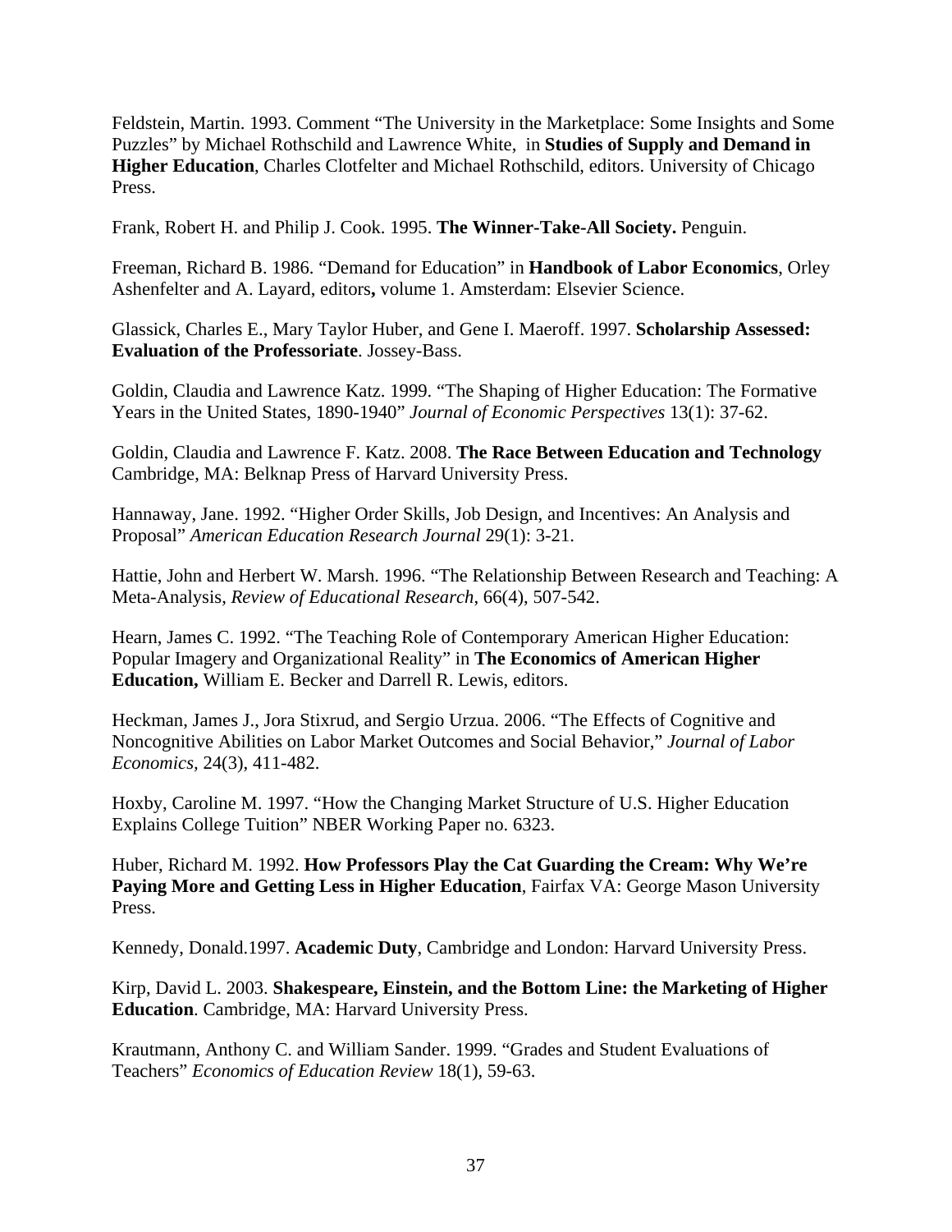Feldstein, Martin. 1993. Comment "The University in the Marketplace: Some Insights and Some Puzzles" by Michael Rothschild and Lawrence White, in **Studies of Supply and Demand in Higher Education**, Charles Clotfelter and Michael Rothschild, editors. University of Chicago Press.

Frank, Robert H. and Philip J. Cook. 1995. **The Winner-Take-All Society.** Penguin.

Freeman, Richard B. 1986. "Demand for Education" in **Handbook of Labor Economics**, Orley Ashenfelter and A. Layard, editors**,** volume 1. Amsterdam: Elsevier Science.

Glassick, Charles E., Mary Taylor Huber, and Gene I. Maeroff. 1997. **Scholarship Assessed: Evaluation of the Professoriate**. Jossey-Bass.

Goldin, Claudia and Lawrence Katz. 1999. "The Shaping of Higher Education: The Formative Years in the United States, 1890-1940" *Journal of Economic Perspectives* 13(1): 37-62.

Goldin, Claudia and Lawrence F. Katz. 2008. **The Race Between Education and Technology** Cambridge, MA: Belknap Press of Harvard University Press.

Hannaway, Jane. 1992. "Higher Order Skills, Job Design, and Incentives: An Analysis and Proposal" *American Education Research Journal* 29(1): 3-21.

Hattie, John and Herbert W. Marsh. 1996. "The Relationship Between Research and Teaching: A Meta-Analysis, *Review of Educational Research*, 66(4), 507-542.

Hearn, James C. 1992. "The Teaching Role of Contemporary American Higher Education: Popular Imagery and Organizational Reality" in **The Economics of American Higher Education,** William E. Becker and Darrell R. Lewis, editors.

Heckman, James J., Jora Stixrud, and Sergio Urzua. 2006. "The Effects of Cognitive and Noncognitive Abilities on Labor Market Outcomes and Social Behavior," *Journal of Labor Economics*, 24(3), 411-482.

Hoxby, Caroline M. 1997. "How the Changing Market Structure of U.S. Higher Education Explains College Tuition" NBER Working Paper no. 6323.

Huber, Richard M. 1992. **How Professors Play the Cat Guarding the Cream: Why We're Paying More and Getting Less in Higher Education**, Fairfax VA: George Mason University Press.

Kennedy, Donald.1997. **Academic Duty**, Cambridge and London: Harvard University Press.

Kirp, David L. 2003. **Shakespeare, Einstein, and the Bottom Line: the Marketing of Higher Education**. Cambridge, MA: Harvard University Press.

Krautmann, Anthony C. and William Sander. 1999. "Grades and Student Evaluations of Teachers" *Economics of Education Review* 18(1), 59-63.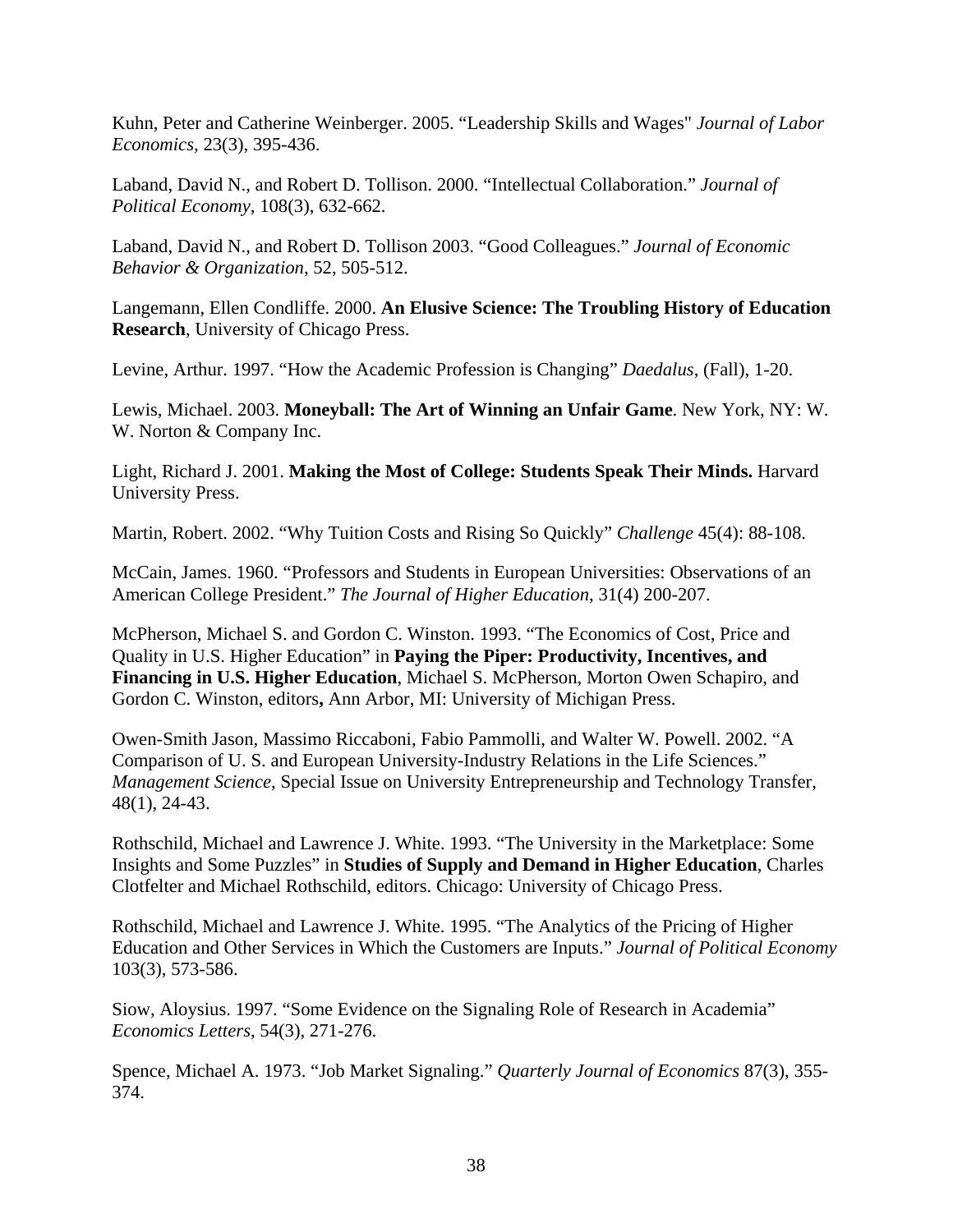Kuhn, Peter and Catherine Weinberger. 2005. "Leadership Skills and Wages" *Journal of Labor Economics*, 23(3), 395-436.

Laband, David N., and Robert D. Tollison. 2000. "Intellectual Collaboration." *Journal of Political Economy*, 108(3), 632-662.

Laband, David N., and Robert D. Tollison 2003. "Good Colleagues." *Journal of Economic Behavior & Organization*, 52, 505-512.

Langemann, Ellen Condliffe. 2000. **An Elusive Science: The Troubling History of Education Research**, University of Chicago Press.

Levine, Arthur. 1997. "How the Academic Profession is Changing" *Daedalus*, (Fall), 1-20.

Lewis, Michael. 2003. **Moneyball: The Art of Winning an Unfair Game**. New York, NY: W. W. Norton & Company Inc.

Light, Richard J. 2001. **Making the Most of College: Students Speak Their Minds.** Harvard University Press.

Martin, Robert. 2002. "Why Tuition Costs and Rising So Quickly" *Challenge* 45(4): 88-108.

McCain, James. 1960. "Professors and Students in European Universities: Observations of an American College President." *The Journal of Higher Education*, 31(4) 200-207.

McPherson, Michael S. and Gordon C. Winston. 1993. "The Economics of Cost, Price and Quality in U.S. Higher Education" in **Paying the Piper: Productivity, Incentives, and Financing in U.S. Higher Education**, Michael S. McPherson, Morton Owen Schapiro, and Gordon C. Winston, editors**,** Ann Arbor, MI: University of Michigan Press.

Owen-Smith Jason, Massimo Riccaboni, Fabio Pammolli, and Walter W. Powell. 2002. "A Comparison of U. S. and European University-Industry Relations in the Life Sciences." *Management Science*, Special Issue on University Entrepreneurship and Technology Transfer, 48(1), 24-43.

Rothschild, Michael and Lawrence J. White. 1993. "The University in the Marketplace: Some Insights and Some Puzzles" in **Studies of Supply and Demand in Higher Education**, Charles Clotfelter and Michael Rothschild, editors. Chicago: University of Chicago Press.

Rothschild, Michael and Lawrence J. White. 1995. "The Analytics of the Pricing of Higher Education and Other Services in Which the Customers are Inputs." *Journal of Political Economy* 103(3), 573-586.

Siow, Aloysius. 1997. "Some Evidence on the Signaling Role of Research in Academia" *Economics Letters*, 54(3), 271-276.

Spence, Michael A. 1973. "Job Market Signaling." *Quarterly Journal of Economics* 87(3), 355-374.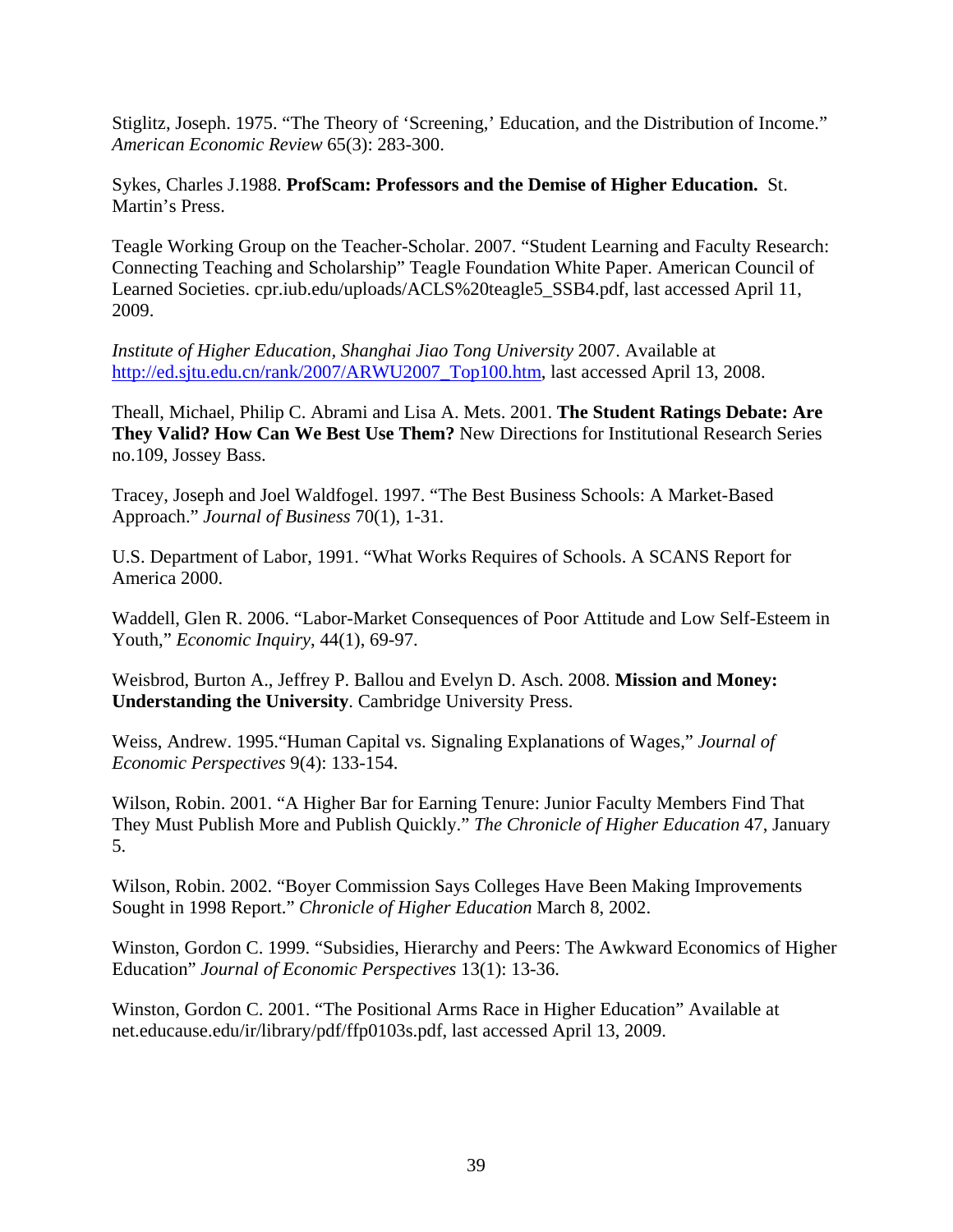Stiglitz, Joseph. 1975. “The Theory of ‘Screening,’ Education, and the Distribution of Income.” *American Economic Review* 65(3): 283-300.

Sykes, Charles J.1988. **ProfScam: Professors and the Demise of Higher Education.** St. Martin’s Press.

Teagle Working Group on the Teacher-Scholar. 2007. “Student Learning and Faculty Research: Connecting Teaching and Scholarship” Teagle Foundation White Paper. American Council of Learned Societies. cpr.iub.edu/uploads/ACLS%20teagle5_SSB4.pdf, last accessed April 11, 2009.

*Institute of Higher Education, Shanghai Jiao Tong University* 2007. Available at http://ed.sjtu.edu.cn/rank/2007/ARWU2007_Top100.htm, last accessed April 13, 2008.

Theall, Michael, Philip C. Abrami and Lisa A. Mets. 2001. **The Student Ratings Debate: Are They Valid? How Can We Best Use Them?** New Directions for Institutional Research Series no.109, Jossey Bass.

Tracey, Joseph and Joel Waldfogel. 1997. “The Best Business Schools: A Market-Based Approach.” *Journal of Business* 70(1), 1-31.

U.S. Department of Labor, 1991. “What Works Requires of Schools. A SCANS Report for America 2000.

Waddell, Glen R. 2006. “Labor-Market Consequences of Poor Attitude and Low Self-Esteem in Youth,” *Economic Inquiry*, 44(1), 69-97.

Weisbrod, Burton A., Jeffrey P. Ballou and Evelyn D. Asch. 2008. **Mission and Money: Understanding the University**. Cambridge University Press.

Weiss, Andrew. 1995.“Human Capital vs. Signaling Explanations of Wages,” *Journal of Economic Perspectives* 9(4): 133-154.

Wilson, Robin. 2001. “A Higher Bar for Earning Tenure: Junior Faculty Members Find That They Must Publish More and Publish Quickly.” *The Chronicle of Higher Education* 47, January 5.

Wilson, Robin. 2002. “Boyer Commission Says Colleges Have Been Making Improvements Sought in 1998 Report.” *Chronicle of Higher Education* March 8, 2002.

Winston, Gordon C. 1999. “Subsidies, Hierarchy and Peers: The Awkward Economics of Higher Education” *Journal of Economic Perspectives* 13(1): 13-36.

Winston, Gordon C. 2001. “The Positional Arms Race in Higher Education” Available at net.educause.edu/ir/library/pdf/ffp0103s.pdf, last accessed April 13, 2009.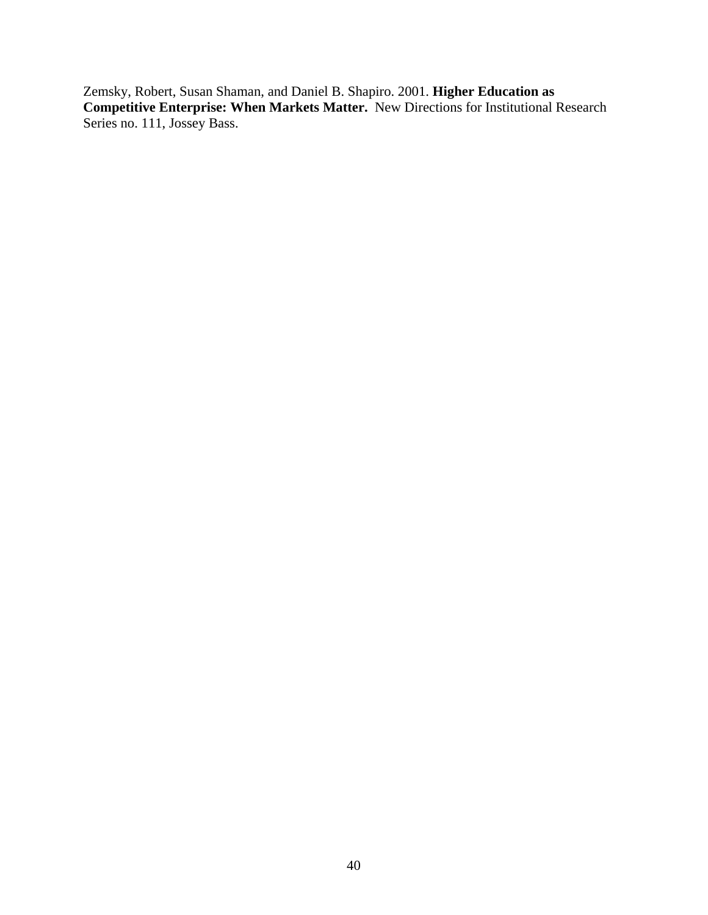Zemsky, Robert, Susan Shaman, and Daniel B. Shapiro. 2001. **Higher Education as Competitive Enterprise: When Markets Matter.** New Directions for Institutional Research Series no. 111, Jossey Bass.